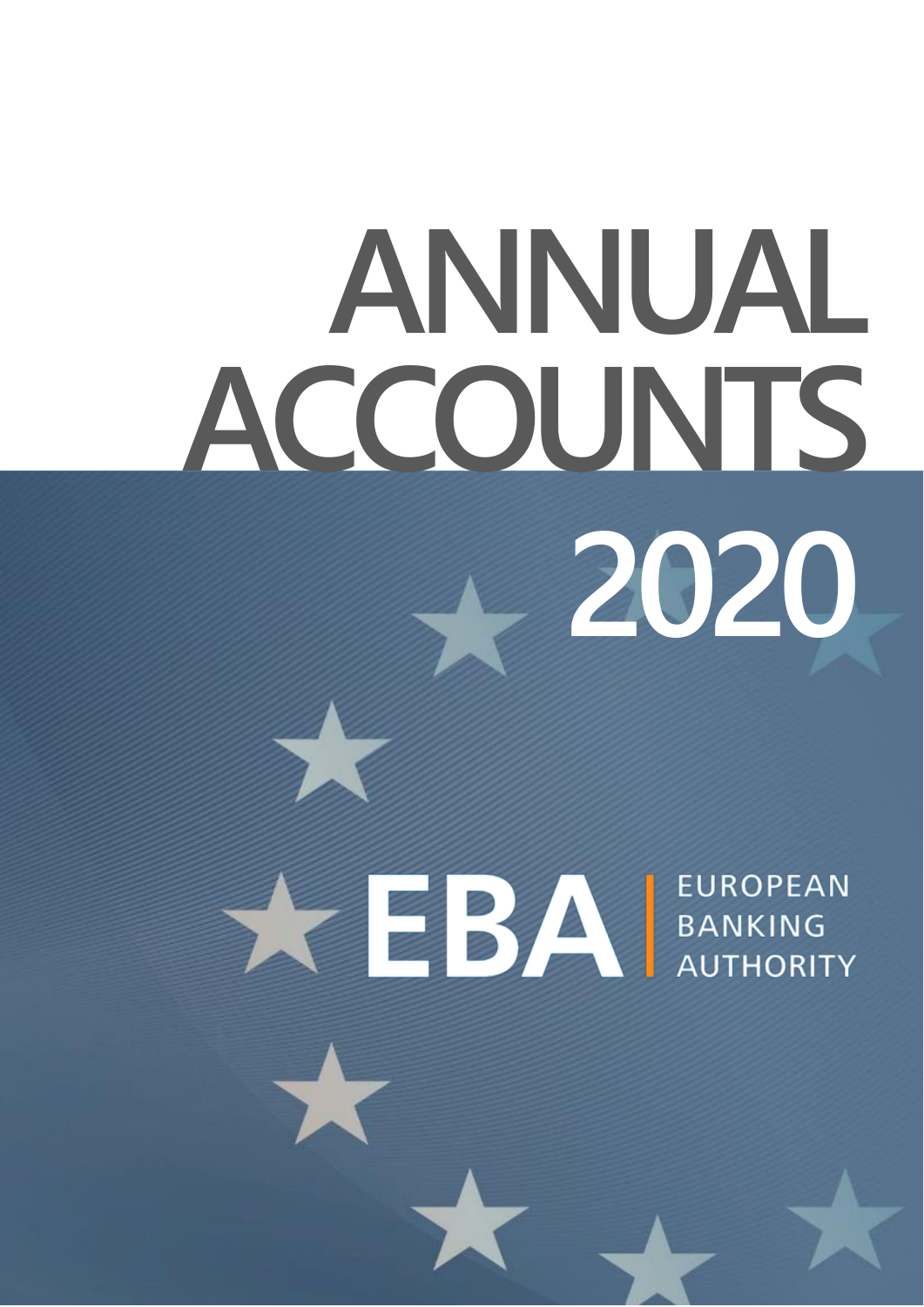# ANNUAL ACCOUNTS 2020

EBA | EUROPEAN BANKING AUTHORITY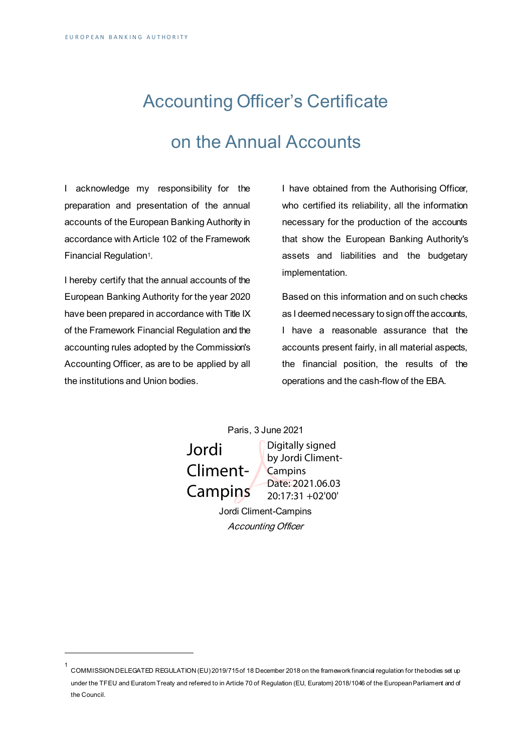# Accounting Officer's Certificate on the Annual Accounts

I acknowledge my responsibility for the preparation and presentation of the annual accounts of the European Banking Authority in accordance with Article 102 of the Framework Financial Regulation[1].

I hereby certify that the annual accounts of the European Banking Authority for the year 2020 have been prepared in accordance with Title IX of the Framework Financial Regulation and the accounting rules adopted by the Commission's Accounting Officer, as are to be applied by all the institutions and Union bodies.

I have obtained from the Authorising Officer, who certified its reliability, all the information necessary for the production of the accounts that show the European Banking Authority's assets and liabilities and the budgetary implementation.

Based on this information and on such checks as I deemed necessary to sign off the accounts, I have a reasonable assurance that the accounts present fairly, in all material aspects, the financial position, the results of the operations and the cash-flow of the EBA.

Paris, 3 June 2021

Jordi Climent-Campins

Digitally signed by Jordi Climent-Campins
Date: 2021.06.03 20:17:31 +02'00'

Jordi Climent-Campins

*Accounting Officer*

---

[1] COMMISSION DELEGATED REGULATION (EU) 2019/715 of 18 December 2018 on the framework financial regulation for the bodies set up under the TFEU and Euratom Treaty and referred to in Article 70 of Regulation (EU, Euratom) 2018/1046 of the European Parliament and of the Council.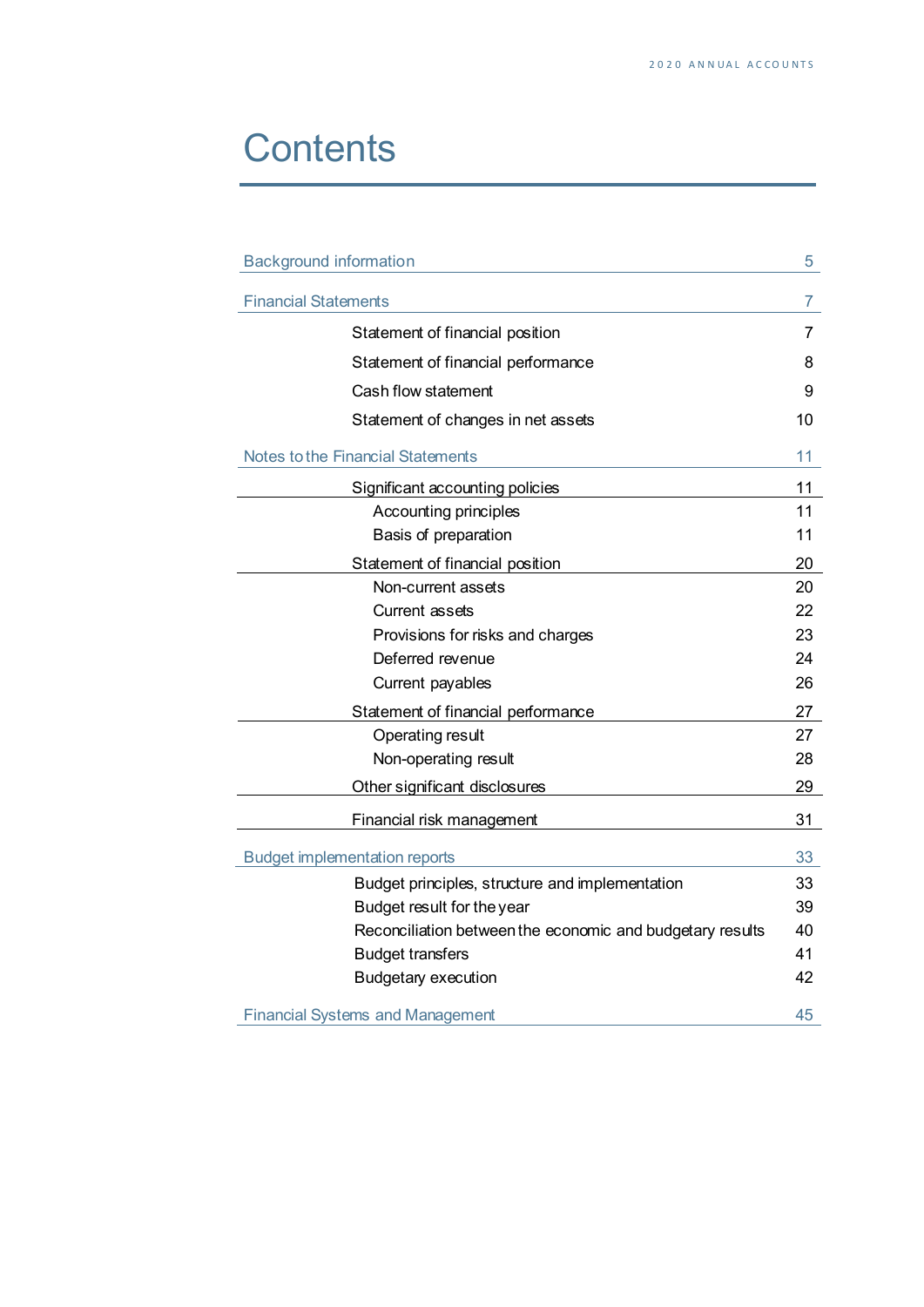# Contents

| | |
|---|---|
| Background information | 5 |
| Financial Statements | 7 |
| Statement of financial position | 7 |
| Statement of financial performance | 8 |
| Cash flow statement | 9 |
| Statement of changes in net assets | 10 |
| Notes to the Financial Statements | 11 |
| Significant accounting policies | 11 |
| Accounting principles | 11 |
| Basis of preparation | 11 |
| Statement of financial position | 20 |
| Non-current assets | 20 |
| Current assets | 22 |
| Provisions for risks and charges | 23 |
| Deferred revenue | 24 |
| Current payables | 26 |
| Statement of financial performance | 27 |
| Operating result | 27 |
| Non-operating result | 28 |
| Other significant disclosures | 29 |
| Financial risk management | 31 |
| Budget implementation reports | 33 |
| Budget principles, structure and implementation | 33 |
| Budget result for the year | 39 |
| Reconciliation between the economic and budgetary results | 40 |
| Budget transfers | 41 |
| Budgetary execution | 42 |
| Financial Systems and Management | 45 |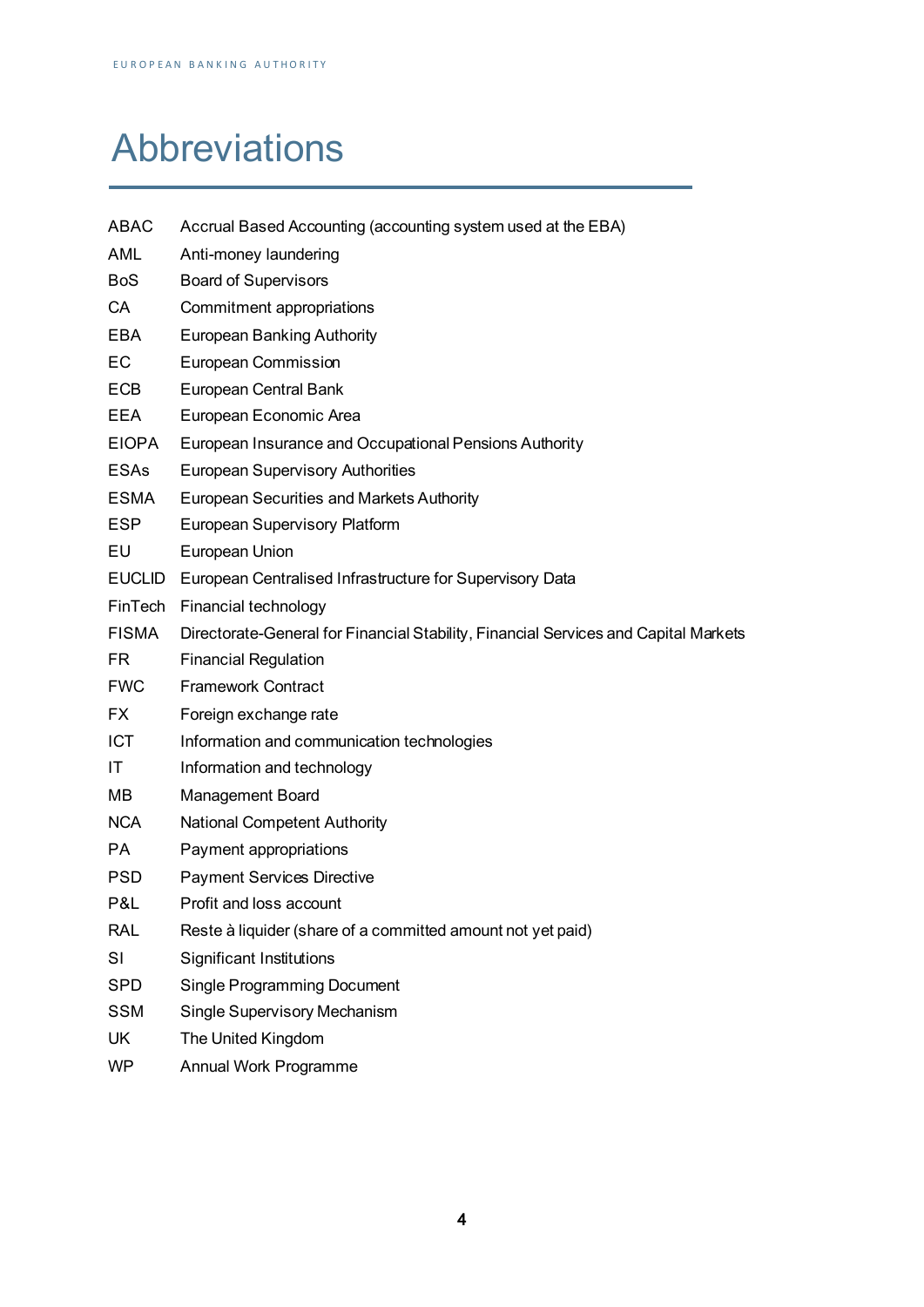# Abbreviations

| | |
|---|---|
| ABAC | Accrual Based Accounting (accounting system used at the EBA) |
| AML | Anti-money laundering |
| BoS | Board of Supervisors |
| CA | Commitment appropriations |
| EBA | European Banking Authority |
| EC | European Commission |
| ECB | European Central Bank |
| EEA | European Economic Area |
| EIOPA | European Insurance and Occupational Pensions Authority |
| ESAs | European Supervisory Authorities |
| ESMA | European Securities and Markets Authority |
| ESP | European Supervisory Platform |
| EU | European Union |
| EUCLID | European Centralised Infrastructure for Supervisory Data |
| FinTech | Financial technology |
| FISMA | Directorate-General for Financial Stability, Financial Services and Capital Markets |
| FR | Financial Regulation |
| FWC | Framework Contract |
| FX | Foreign exchange rate |
| ICT | Information and communication technologies |
| IT | Information and technology |
| MB | Management Board |
| NCA | National Competent Authority |
| PA | Payment appropriations |
| PSD | Payment Services Directive |
| P&L | Profit and loss account |
| RAL | Reste à liquider (share of a committed amount not yet paid) |
| SI | Significant Institutions |
| SPD | Single Programming Document |
| SSM | Single Supervisory Mechanism |
| UK | The United Kingdom |
| WP | Annual Work Programme |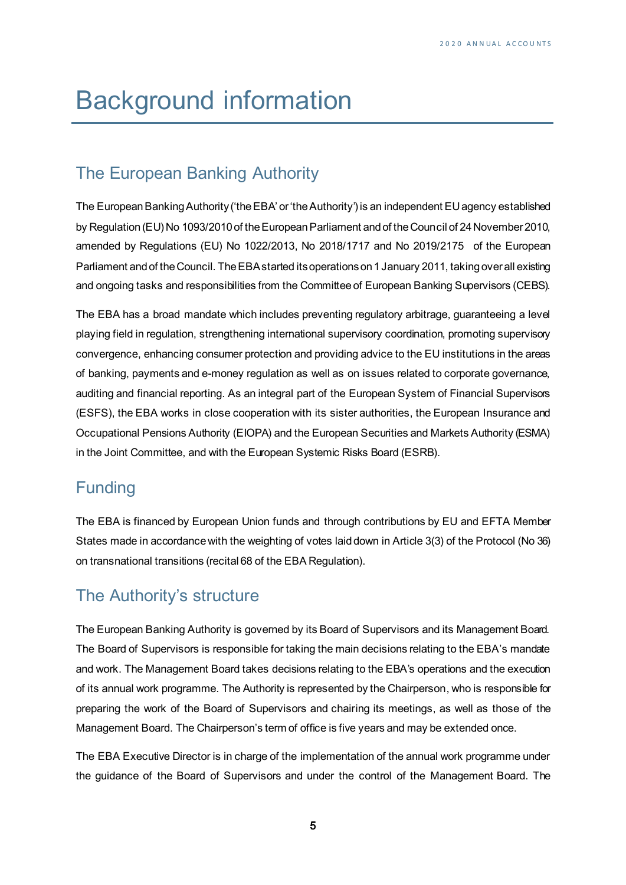# Background information

## The European Banking Authority

The European Banking Authority ('the EBA' or 'the Authority') is an independent EU agency established by Regulation (EU) No 1093/2010 of the European Parliament and of the Council of 24 November 2010, amended by Regulations (EU) No 1022/2013, No 2018/1717 and No 2019/2175 of the European Parliament and of the Council. The EBA started its operations on 1 January 2011, taking over all existing and ongoing tasks and responsibilities from the Committee of European Banking Supervisors (CEBS).

The EBA has a broad mandate which includes preventing regulatory arbitrage, guaranteeing a level playing field in regulation, strengthening international supervisory coordination, promoting supervisory convergence, enhancing consumer protection and providing advice to the EU institutions in the areas of banking, payments and e-money regulation as well as on issues related to corporate governance, auditing and financial reporting. As an integral part of the European System of Financial Supervisors (ESFS), the EBA works in close cooperation with its sister authorities, the European Insurance and Occupational Pensions Authority (EIOPA) and the European Securities and Markets Authority (ESMA) in the Joint Committee, and with the European Systemic Risks Board (ESRB).

## Funding

The EBA is financed by European Union funds and through contributions by EU and EFTA Member States made in accordance with the weighting of votes laid down in Article 3(3) of the Protocol (No 36) on transnational transitions (recital 68 of the EBA Regulation).

## The Authority's structure

The European Banking Authority is governed by its Board of Supervisors and its Management Board. The Board of Supervisors is responsible for taking the main decisions relating to the EBA's mandate and work. The Management Board takes decisions relating to the EBA's operations and the execution of its annual work programme. The Authority is represented by the Chairperson, who is responsible for preparing the work of the Board of Supervisors and chairing its meetings, as well as those of the Management Board. The Chairperson's term of office is five years and may be extended once.

The EBA Executive Director is in charge of the implementation of the annual work programme under the guidance of the Board of Supervisors and under the control of the Management Board. The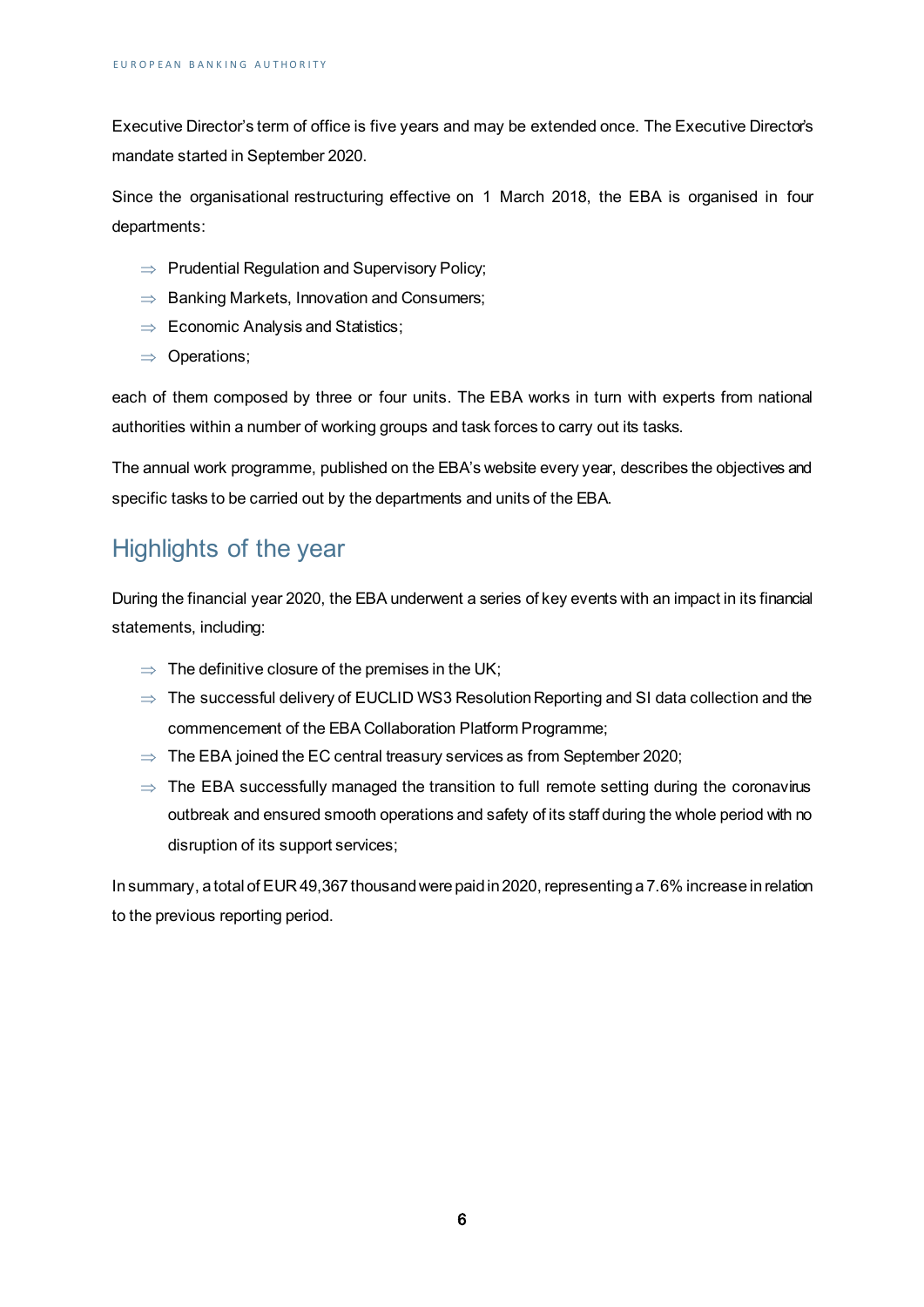Executive Director's term of office is five years and may be extended once. The Executive Director's mandate started in September 2020.

Since the organisational restructuring effective on 1 March 2018, the EBA is organised in four departments:

- ⇒ Prudential Regulation and Supervisory Policy;
- ⇒ Banking Markets, Innovation and Consumers;
- ⇒ Economic Analysis and Statistics;
- ⇒ Operations;

each of them composed by three or four units. The EBA works in turn with experts from national authorities within a number of working groups and task forces to carry out its tasks.

The annual work programme, published on the EBA's website every year, describes the objectives and specific tasks to be carried out by the departments and units of the EBA.

## Highlights of the year

During the financial year 2020, the EBA underwent a series of key events with an impact in its financial statements, including:

- ⇒ The definitive closure of the premises in the UK;
- ⇒ The successful delivery of EUCLID WS3 Resolution Reporting and SI data collection and the commencement of the EBA Collaboration Platform Programme;
- ⇒ The EBA joined the EC central treasury services as from September 2020;
- ⇒ The EBA successfully managed the transition to full remote setting during the coronavirus outbreak and ensured smooth operations and safety of its staff during the whole period with no disruption of its support services;

In summary, a total of EUR 49,367 thousand were paid in 2020, representing a 7.6% increase in relation to the previous reporting period.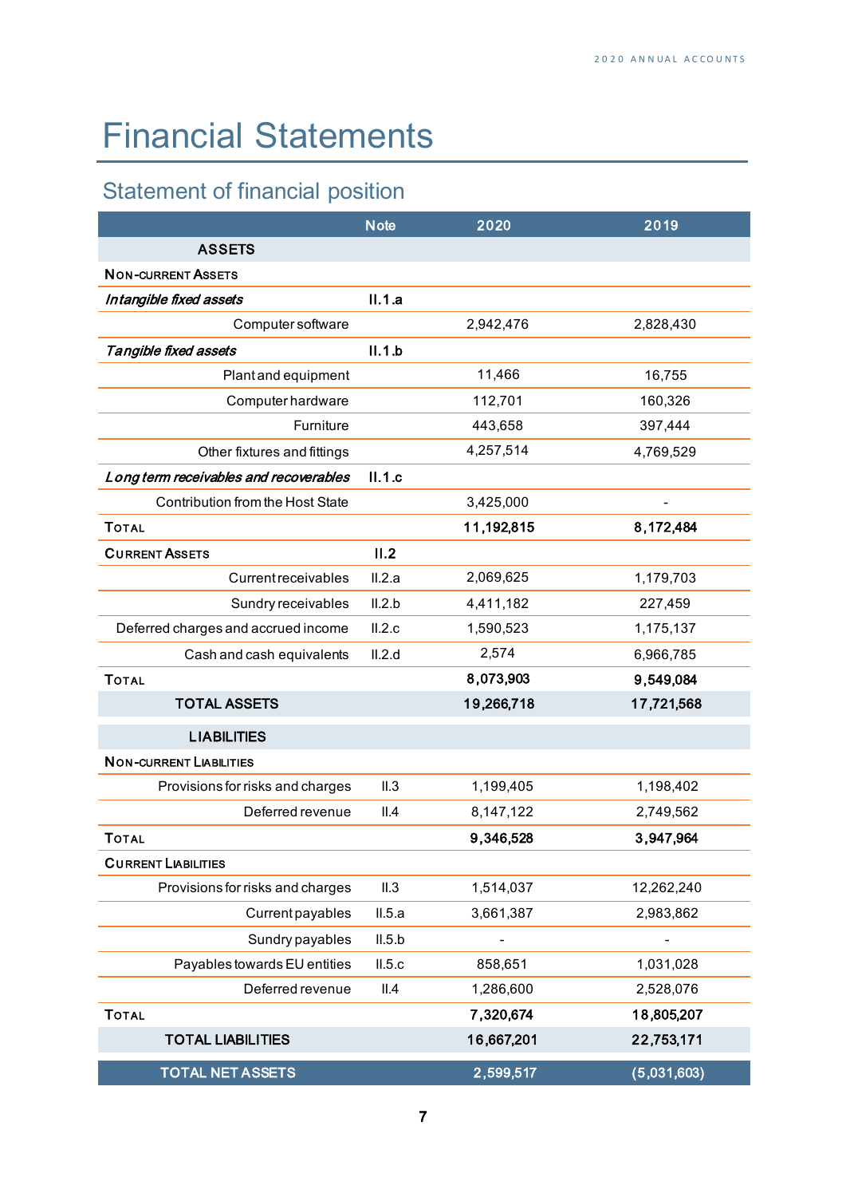# Financial Statements

## Statement of financial position

| | Note | 2020 | 2019 |
|---|---|---|---|
| **ASSETS** | | | |
| **NON-CURRENT ASSETS** | | | |
| ***Intangible fixed assets*** | II.1.a | | |
| Computer software | | 2,942,476 | 2,828,430 |
| ***Tangible fixed assets*** | II.1.b | | |
| Plant and equipment | | 11,466 | 16,755 |
| Computer hardware | | 112,701 | 160,326 |
| Furniture | | 443,658 | 397,444 |
| Other fixtures and fittings | | 4,257,514 | 4,769,529 |
| ***Long term receivables and recoverables*** | II.1.c | | |
| Contribution from the Host State | | 3,425,000 | - |
| **TOTAL** | | **11,192,815** | **8,172,484** |
| **CURRENT ASSETS** | II.2 | | |
| Current receivables | II.2.a | 2,069,625 | 1,179,703 |
| Sundry receivables | II.2.b | 4,411,182 | 227,459 |
| Deferred charges and accrued income | II.2.c | 1,590,523 | 1,175,137 |
| Cash and cash equivalents | II.2.d | 2,574 | 6,966,785 |
| **TOTAL** | | **8,073,903** | **9,549,084** |
| **TOTAL ASSETS** | | **19,266,718** | **17,721,568** |
| **LIABILITIES** | | | |
| **NON-CURRENT LIABILITIES** | | | |
| Provisions for risks and charges | II.3 | 1,199,405 | 1,198,402 |
| Deferred revenue | II.4 | 8,147,122 | 2,749,562 |
| **TOTAL** | | **9,346,528** | **3,947,964** |
| **CURRENT LIABILITIES** | | | |
| Provisions for risks and charges | II.3 | 1,514,037 | 12,262,240 |
| Current payables | II.5.a | 3,661,387 | 2,983,862 |
| Sundry payables | II.5.b | - | - |
| Payables towards EU entities | II.5.c | 858,651 | 1,031,028 |
| Deferred revenue | II.4 | 1,286,600 | 2,528,076 |
| **TOTAL** | | **7,320,674** | **18,805,207** |
| **TOTAL LIABILITIES** | | **16,667,201** | **22,753,171** |
| **TOTAL NET ASSETS** | | **2,599,517** | **(5,031,603)** |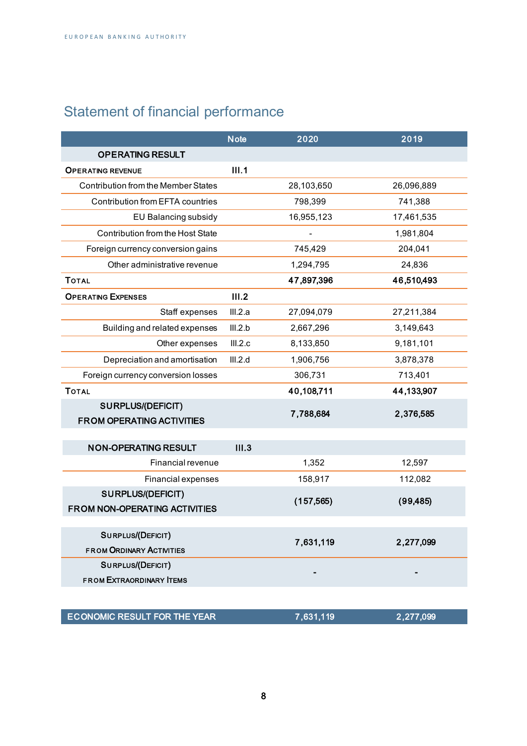## Statement of financial performance

| | Note | 2020 | 2019 |
|---|---|---|---|
| **OPERATING RESULT** | | | |
| **OPERATING REVENUE** | **III.1** | | |
| Contribution from the Member States | | 28,103,650 | 26,096,889 |
| Contribution from EFTA countries | | 798,399 | 741,388 |
| EU Balancing subsidy | | 16,955,123 | 17,461,535 |
| Contribution from the Host State | | - | 1,981,804 |
| Foreign currency conversion gains | | 745,429 | 204,041 |
| Other administrative revenue | | 1,294,795 | 24,836 |
| **TOTAL** | | **47,897,396** | **46,510,493** |
| **OPERATING EXPENSES** | **III.2** | | |
| Staff expenses | III.2.a | 27,094,079 | 27,211,384 |
| Building and related expenses | III.2.b | 2,667,296 | 3,149,643 |
| Other expenses | III.2.c | 8,133,850 | 9,181,101 |
| Depreciation and amortisation | III.2.d | 1,906,756 | 3,878,378 |
| Foreign currency conversion losses | | 306,731 | 713,401 |
| **TOTAL** | | **40,108,711** | **44,133,907** |
| **SURPLUS/(DEFICIT) FROM OPERATING ACTIVITIES** | | **7,788,684** | **2,376,585** |
| **NON-OPERATING RESULT** | **III.3** | | |
| Financial revenue | | 1,352 | 12,597 |
| Financial expenses | | 158,917 | 112,082 |
| **SURPLUS/(DEFICIT) FROM NON-OPERATING ACTIVITIES** | | **(157,565)** | **(99,485)** |
| **SURPLUS/(DEFICIT) FROM ORDINARY ACTIVITIES** | | **7,631,119** | **2,277,099** |
| **SURPLUS/(DEFICIT) FROM EXTRAORDINARY ITEMS** | | **-** | **-** |
| **ECONOMIC RESULT FOR THE YEAR** | | **7,631,119** | **2,277,099** |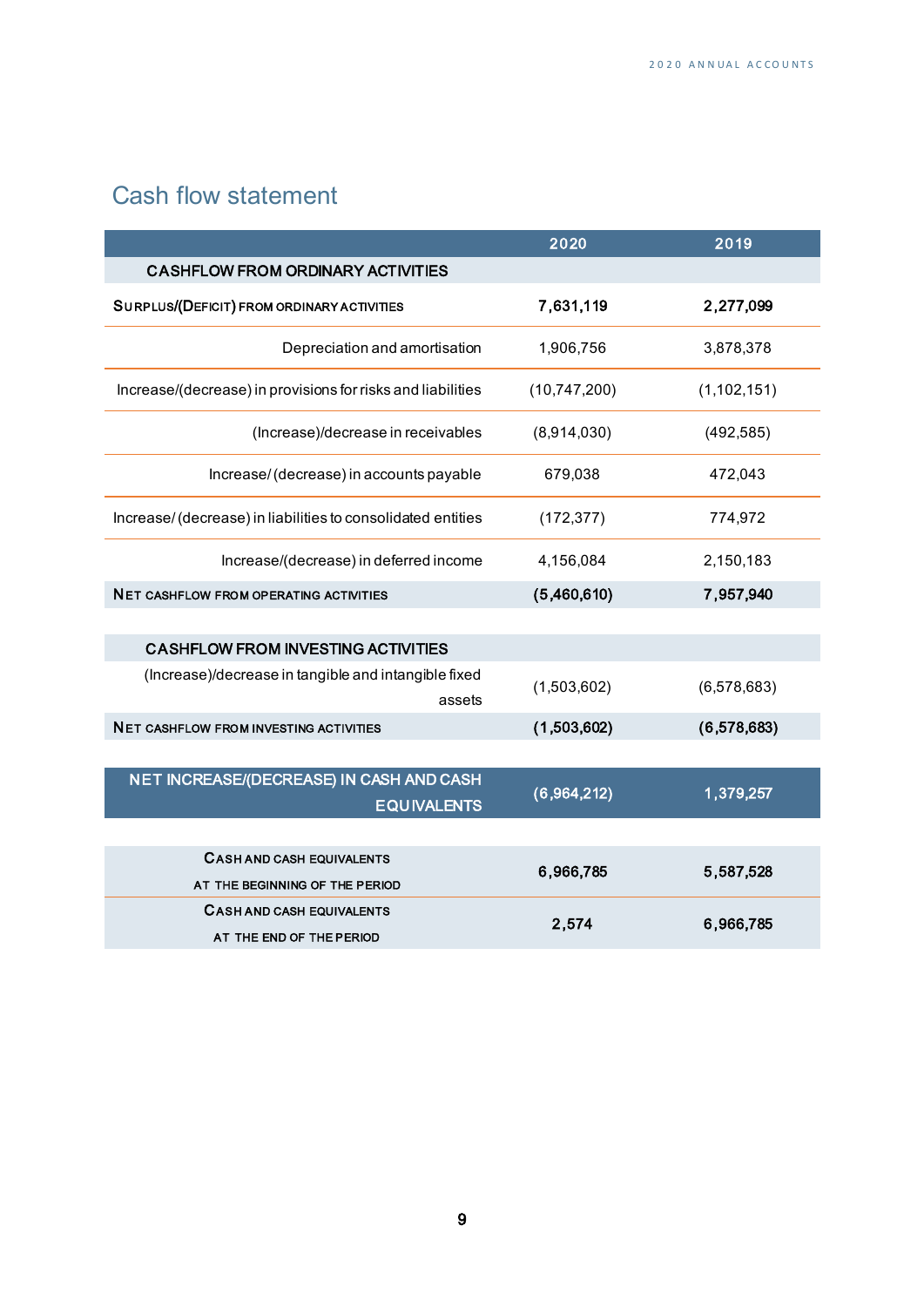## Cash flow statement

| | 2020 | 2019 |
|---|---|---|
| **CASHFLOW FROM ORDINARY ACTIVITIES** | | |
| **SURPLUS/(DEFICIT) FROM ORDINARY ACTIVITIES** | **7,631,119** | **2,277,099** |
| Depreciation and amortisation | 1,906,756 | 3,878,378 |
| Increase/(decrease) in provisions for risks and liabilities | (10,747,200) | (1,102,151) |
| (Increase)/decrease in receivables | (8,914,030) | (492,585) |
| Increase/ (decrease) in accounts payable | 679,038 | 472,043 |
| Increase/ (decrease) in liabilities to consolidated entities | (172,377) | 774,972 |
| Increase/(decrease) in deferred income | 4,156,084 | 2,150,183 |
| **NET CASHFLOW FROM OPERATING ACTIVITIES** | **(5,460,610)** | **7,957,940** |
| **CASHFLOW FROM INVESTING ACTIVITIES** | | |
| (Increase)/decrease in tangible and intangible fixed assets | (1,503,602) | (6,578,683) |
| **NET CASHFLOW FROM INVESTING ACTIVITIES** | **(1,503,602)** | **(6,578,683)** |
| **NET INCREASE/(DECREASE) IN CASH AND CASH EQUIVALENTS** | **(6,964,212)** | **1,379,257** |
| **CASH AND CASH EQUIVALENTS AT THE BEGINNING OF THE PERIOD** | **6,966,785** | **5,587,528** |
| **CASH AND CASH EQUIVALENTS AT THE END OF THE PERIOD** | **2,574** | **6,966,785** |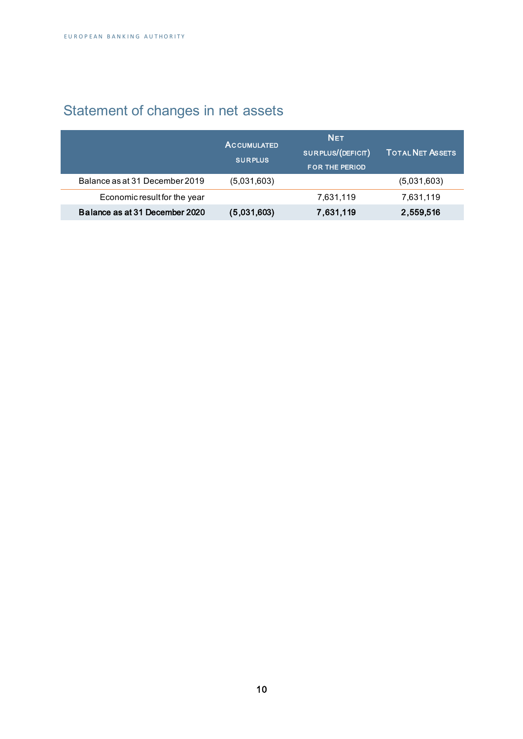## Statement of changes in net assets

| | Accumulated surplus | Net surplus/(deficit) for the period | Total Net Assets |
|---|---|---|---|
| Balance as at 31 December 2019 | (5,031,603) | | (5,031,603) |
| Economic result for the year | | 7,631,119 | 7,631,119 |
| **Balance as at 31 December 2020** | **(5,031,603)** | **7,631,119** | **2,559,516** |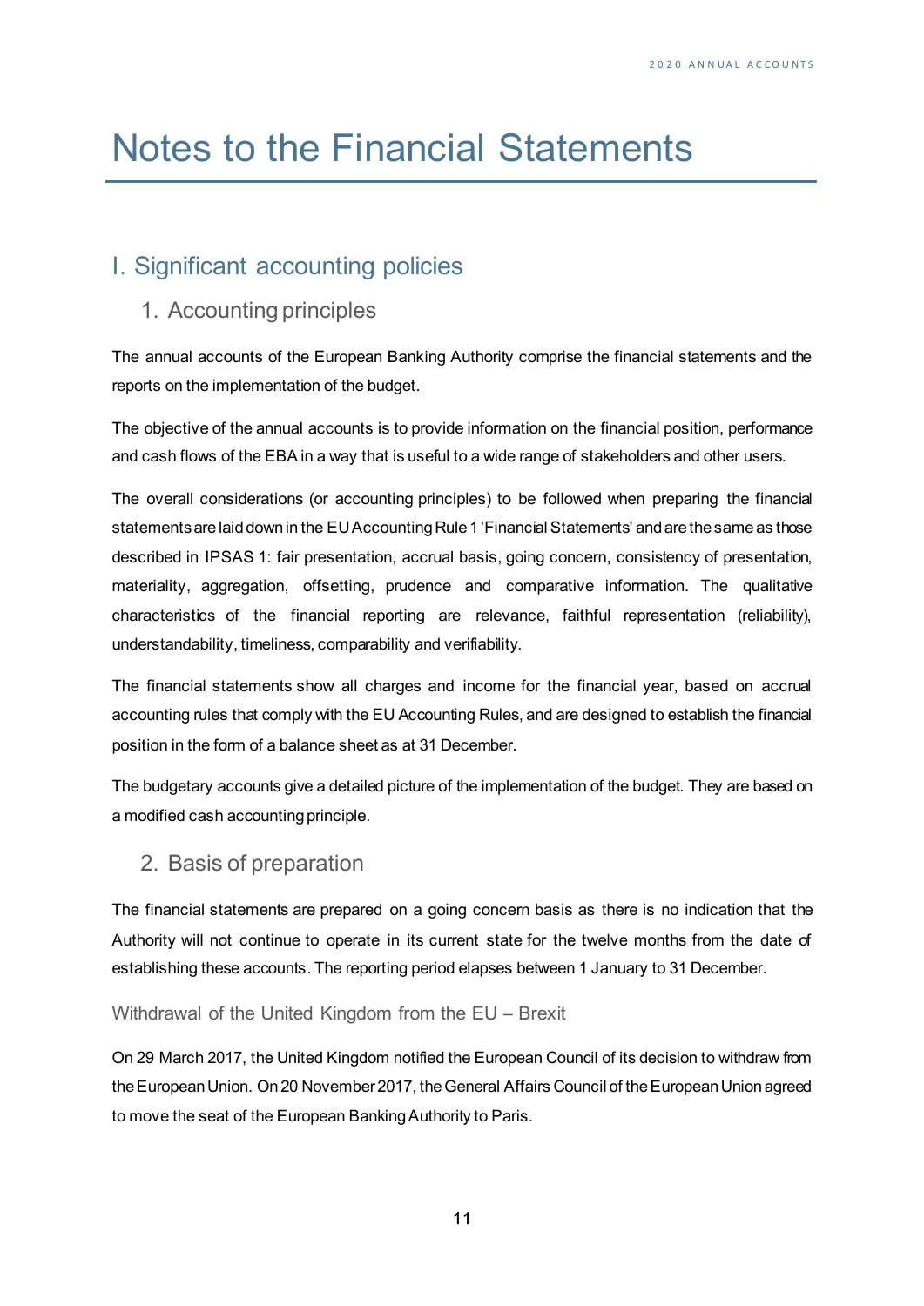# Notes to the Financial Statements

## I. Significant accounting policies

### 1. Accounting principles

The annual accounts of the European Banking Authority comprise the financial statements and the reports on the implementation of the budget.

The objective of the annual accounts is to provide information on the financial position, performance and cash flows of the EBA in a way that is useful to a wide range of stakeholders and other users.

The overall considerations (or accounting principles) to be followed when preparing the financial statements are laid down in the EU Accounting Rule 1 'Financial Statements' and are the same as those described in IPSAS 1: fair presentation, accrual basis, going concern, consistency of presentation, materiality, aggregation, offsetting, prudence and comparative information. The qualitative characteristics of the financial reporting are relevance, faithful representation (reliability), understandability, timeliness, comparability and verifiability.

The financial statements show all charges and income for the financial year, based on accrual accounting rules that comply with the EU Accounting Rules, and are designed to establish the financial position in the form of a balance sheet as at 31 December.

The budgetary accounts give a detailed picture of the implementation of the budget. They are based on a modified cash accounting principle.

### 2. Basis of preparation

The financial statements are prepared on a going concern basis as there is no indication that the Authority will not continue to operate in its current state for the twelve months from the date of establishing these accounts. The reporting period elapses between 1 January to 31 December.

#### Withdrawal of the United Kingdom from the EU – Brexit

On 29 March 2017, the United Kingdom notified the European Council of its decision to withdraw from the European Union. On 20 November 2017, the General Affairs Council of the European Union agreed to move the seat of the European Banking Authority to Paris.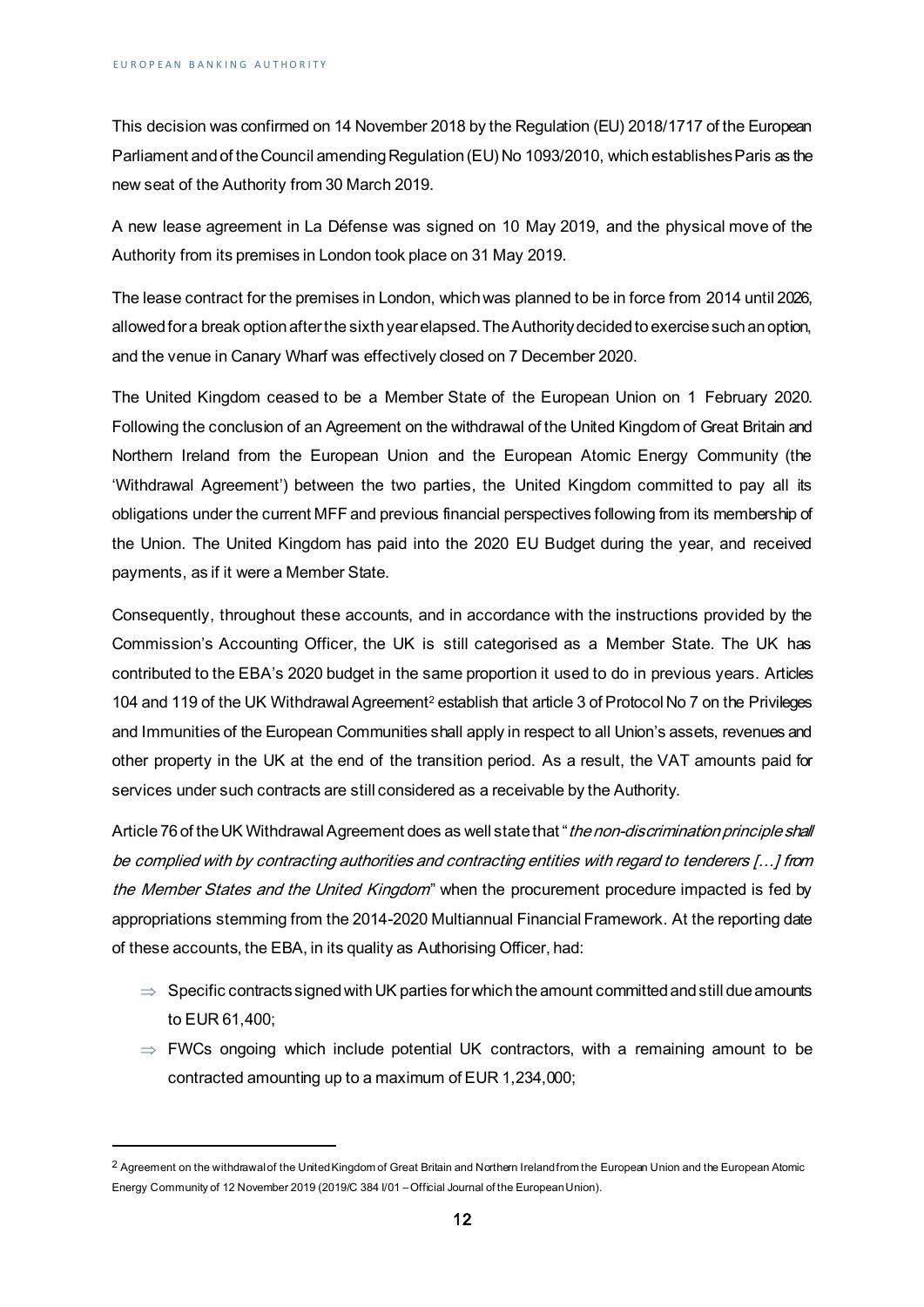This decision was confirmed on 14 November 2018 by the Regulation (EU) 2018/1717 of the European Parliament and of the Council amending Regulation (EU) No 1093/2010, which establishes Paris as the new seat of the Authority from 30 March 2019.

A new lease agreement in La Défense was signed on 10 May 2019, and the physical move of the Authority from its premises in London took place on 31 May 2019.

The lease contract for the premises in London, which was planned to be in force from 2014 until 2026, allowed for a break option after the sixth year elapsed. The Authority decided to exercise such an option, and the venue in Canary Wharf was effectively closed on 7 December 2020.

The United Kingdom ceased to be a Member State of the European Union on 1 February 2020. Following the conclusion of an Agreement on the withdrawal of the United Kingdom of Great Britain and Northern Ireland from the European Union and the European Atomic Energy Community (the 'Withdrawal Agreement') between the two parties, the United Kingdom committed to pay all its obligations under the current MFF and previous financial perspectives following from its membership of the Union. The United Kingdom has paid into the 2020 EU Budget during the year, and received payments, as if it were a Member State.

Consequently, throughout these accounts, and in accordance with the instructions provided by the Commission's Accounting Officer, the UK is still categorised as a Member State. The UK has contributed to the EBA's 2020 budget in the same proportion it used to do in previous years. Articles 104 and 119 of the UK Withdrawal Agreement[2] establish that article 3 of Protocol No 7 on the Privileges and Immunities of the European Communities shall apply in respect to all Union's assets, revenues and other property in the UK at the end of the transition period. As a result, the VAT amounts paid for services under such contracts are still considered as a receivable by the Authority.

Article 76 of the UK Withdrawal Agreement does as well state that "*the non-discrimination principle shall be complied with by contracting authorities and contracting entities with regard to tenderers […] from the Member States and the United Kingdom*" when the procurement procedure impacted is fed by appropriations stemming from the 2014-2020 Multiannual Financial Framework. At the reporting date of these accounts, the EBA, in its quality as Authorising Officer, had:

- ⇒ Specific contracts signed with UK parties for which the amount committed and still due amounts to EUR 61,400;
- ⇒ FWCs ongoing which include potential UK contractors, with a remaining amount to be contracted amounting up to a maximum of EUR 1,234,000;

---

[2] Agreement on the withdrawal of the United Kingdom of Great Britain and Northern Ireland from the European Union and the European Atomic Energy Community of 12 November 2019 (2019/C 384 I/01 – Official Journal of the European Union).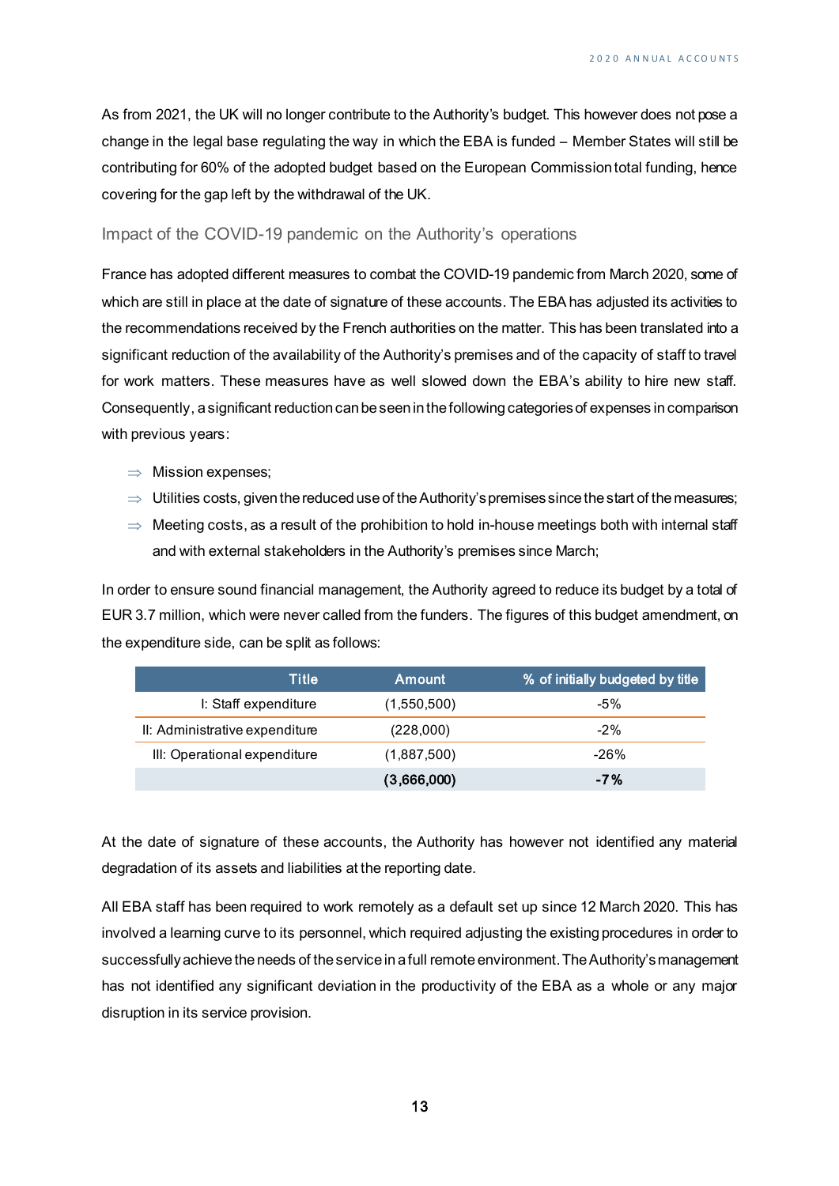As from 2021, the UK will no longer contribute to the Authority's budget. This however does not pose a change in the legal base regulating the way in which the EBA is funded – Member States will still be contributing for 60% of the adopted budget based on the European Commission total funding, hence covering for the gap left by the withdrawal of the UK.

### Impact of the COVID-19 pandemic on the Authority's operations

France has adopted different measures to combat the COVID-19 pandemic from March 2020, some of which are still in place at the date of signature of these accounts. The EBA has adjusted its activities to the recommendations received by the French authorities on the matter. This has been translated into a significant reduction of the availability of the Authority's premises and of the capacity of staff to travel for work matters. These measures have as well slowed down the EBA's ability to hire new staff. Consequently, a significant reduction can be seen in the following categories of expenses in comparison with previous years:

- Mission expenses;
- Utilities costs, given the reduced use of the Authority's premises since the start of the measures;
- Meeting costs, as a result of the prohibition to hold in-house meetings both with internal staff and with external stakeholders in the Authority's premises since March;

In order to ensure sound financial management, the Authority agreed to reduce its budget by a total of EUR 3.7 million, which were never called from the funders. The figures of this budget amendment, on the expenditure side, can be split as follows:

| Title | Amount | % of initially budgeted by title |
|---|---|---|
| I: Staff expenditure | (1,550,500) | -5% |
| II: Administrative expenditure | (228,000) | -2% |
| III: Operational expenditure | (1,887,500) | -26% |
| | **(3,666,000)** | **-7%** |

At the date of signature of these accounts, the Authority has however not identified any material degradation of its assets and liabilities at the reporting date.

All EBA staff has been required to work remotely as a default set up since 12 March 2020. This has involved a learning curve to its personnel, which required adjusting the existing procedures in order to successfully achieve the needs of the service in a full remote environment. The Authority's management has not identified any significant deviation in the productivity of the EBA as a whole or any major disruption in its service provision.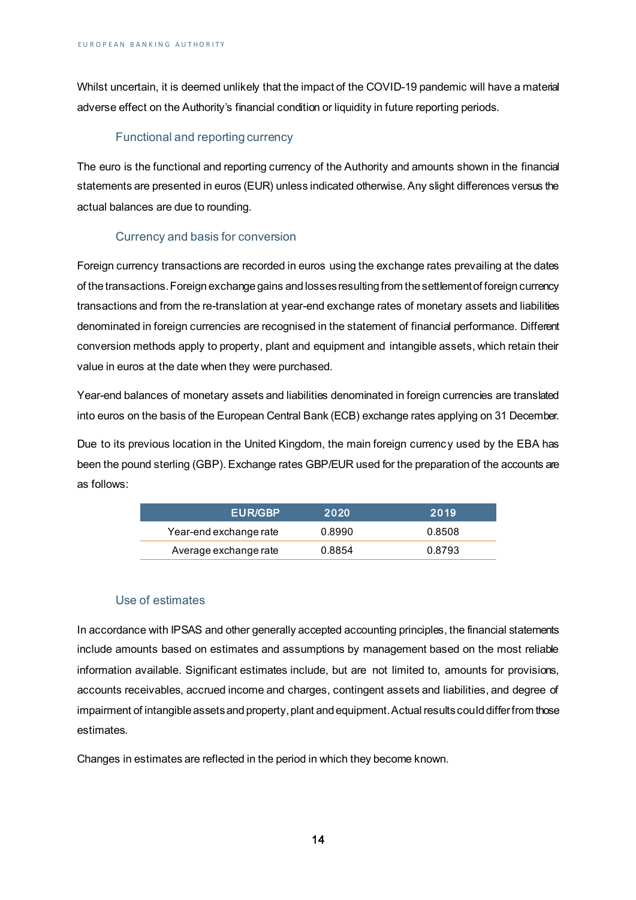Whilst uncertain, it is deemed unlikely that the impact of the COVID-19 pandemic will have a material adverse effect on the Authority's financial condition or liquidity in future reporting periods.

### Functional and reporting currency

The euro is the functional and reporting currency of the Authority and amounts shown in the financial statements are presented in euros (EUR) unless indicated otherwise. Any slight differences versus the actual balances are due to rounding.

### Currency and basis for conversion

Foreign currency transactions are recorded in euros using the exchange rates prevailing at the dates of the transactions. Foreign exchange gains and losses resulting from the settlement of foreign currency transactions and from the re-translation at year-end exchange rates of monetary assets and liabilities denominated in foreign currencies are recognised in the statement of financial performance. Different conversion methods apply to property, plant and equipment and intangible assets, which retain their value in euros at the date when they were purchased.

Year-end balances of monetary assets and liabilities denominated in foreign currencies are translated into euros on the basis of the European Central Bank (ECB) exchange rates applying on 31 December.

Due to its previous location in the United Kingdom, the main foreign currency used by the EBA has been the pound sterling (GBP). Exchange rates GBP/EUR used for the preparation of the accounts are as follows:

| EUR/GBP | 2020 | 2019 |
|---|---|---|
| Year-end exchange rate | 0.8990 | 0.8508 |
| Average exchange rate | 0.8854 | 0.8793 |

### Use of estimates

In accordance with IPSAS and other generally accepted accounting principles, the financial statements include amounts based on estimates and assumptions by management based on the most reliable information available. Significant estimates include, but are not limited to, amounts for provisions, accounts receivables, accrued income and charges, contingent assets and liabilities, and degree of impairment of intangible assets and property, plant and equipment. Actual results could differ from those estimates.

Changes in estimates are reflected in the period in which they become known.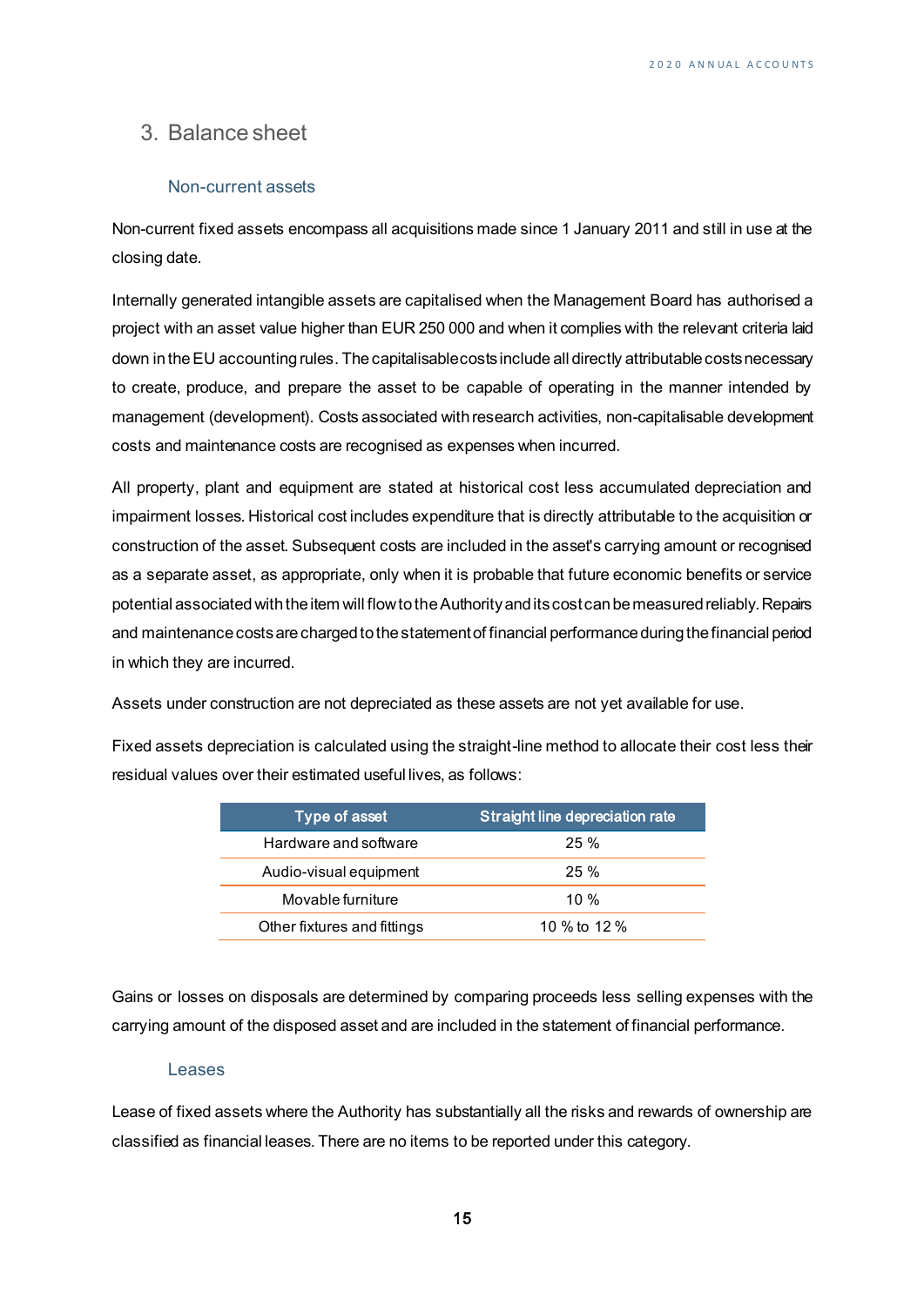## 3. Balance sheet

### Non-current assets

Non-current fixed assets encompass all acquisitions made since 1 January 2011 and still in use at the closing date.

Internally generated intangible assets are capitalised when the Management Board has authorised a project with an asset value higher than EUR 250 000 and when it complies with the relevant criteria laid down in the EU accounting rules. The capitalisable costs include all directly attributable costs necessary to create, produce, and prepare the asset to be capable of operating in the manner intended by management (development). Costs associated with research activities, non-capitalisable development costs and maintenance costs are recognised as expenses when incurred.

All property, plant and equipment are stated at historical cost less accumulated depreciation and impairment losses. Historical cost includes expenditure that is directly attributable to the acquisition or construction of the asset. Subsequent costs are included in the asset's carrying amount or recognised as a separate asset, as appropriate, only when it is probable that future economic benefits or service potential associated with the item will flow to the Authority and its cost can be measured reliably. Repairs and maintenance costs are charged to the statement of financial performance during the financial period in which they are incurred.

Assets under construction are not depreciated as these assets are not yet available for use.

Fixed assets depreciation is calculated using the straight-line method to allocate their cost less their residual values over their estimated useful lives, as follows:

| Type of asset | Straight line depreciation rate |
|---|---|
| Hardware and software | 25 % |
| Audio-visual equipment | 25 % |
| Movable furniture | 10 % |
| Other fixtures and fittings | 10 % to 12 % |

Gains or losses on disposals are determined by comparing proceeds less selling expenses with the carrying amount of the disposed asset and are included in the statement of financial performance.

### Leases

Lease of fixed assets where the Authority has substantially all the risks and rewards of ownership are classified as financial leases. There are no items to be reported under this category.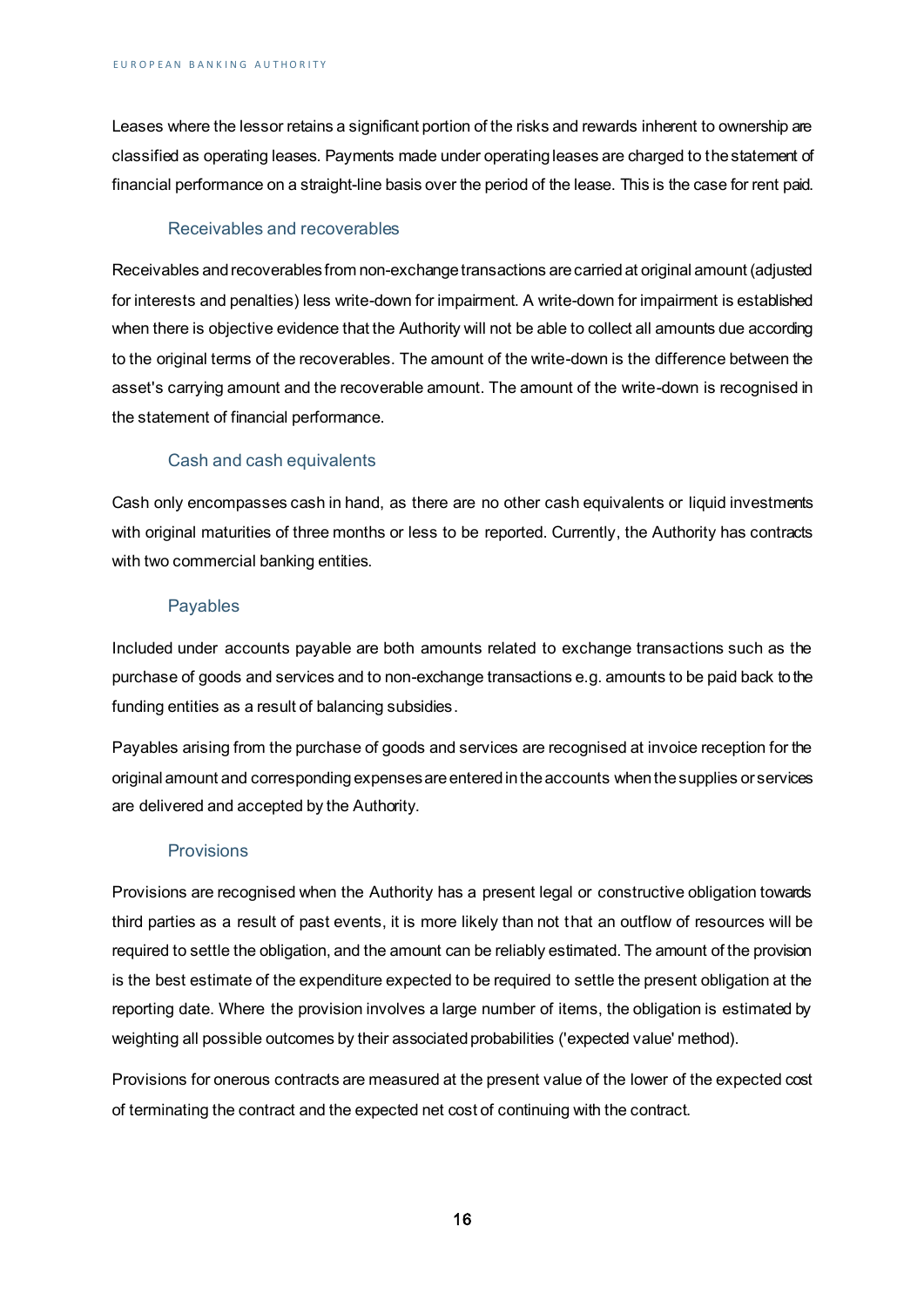Leases where the lessor retains a significant portion of the risks and rewards inherent to ownership are classified as operating leases. Payments made under operating leases are charged to the statement of financial performance on a straight-line basis over the period of the lease. This is the case for rent paid.

### Receivables and recoverables

Receivables and recoverables from non-exchange transactions are carried at original amount (adjusted for interests and penalties) less write-down for impairment. A write-down for impairment is established when there is objective evidence that the Authority will not be able to collect all amounts due according to the original terms of the recoverables. The amount of the write-down is the difference between the asset's carrying amount and the recoverable amount. The amount of the write-down is recognised in the statement of financial performance.

### Cash and cash equivalents

Cash only encompasses cash in hand, as there are no other cash equivalents or liquid investments with original maturities of three months or less to be reported. Currently, the Authority has contracts with two commercial banking entities.

### Payables

Included under accounts payable are both amounts related to exchange transactions such as the purchase of goods and services and to non-exchange transactions e.g. amounts to be paid back to the funding entities as a result of balancing subsidies.

Payables arising from the purchase of goods and services are recognised at invoice reception for the original amount and corresponding expenses are entered in the accounts when the supplies or services are delivered and accepted by the Authority.

### Provisions

Provisions are recognised when the Authority has a present legal or constructive obligation towards third parties as a result of past events, it is more likely than not that an outflow of resources will be required to settle the obligation, and the amount can be reliably estimated. The amount of the provision is the best estimate of the expenditure expected to be required to settle the present obligation at the reporting date. Where the provision involves a large number of items, the obligation is estimated by weighting all possible outcomes by their associated probabilities ('expected value' method).

Provisions for onerous contracts are measured at the present value of the lower of the expected cost of terminating the contract and the expected net cost of continuing with the contract.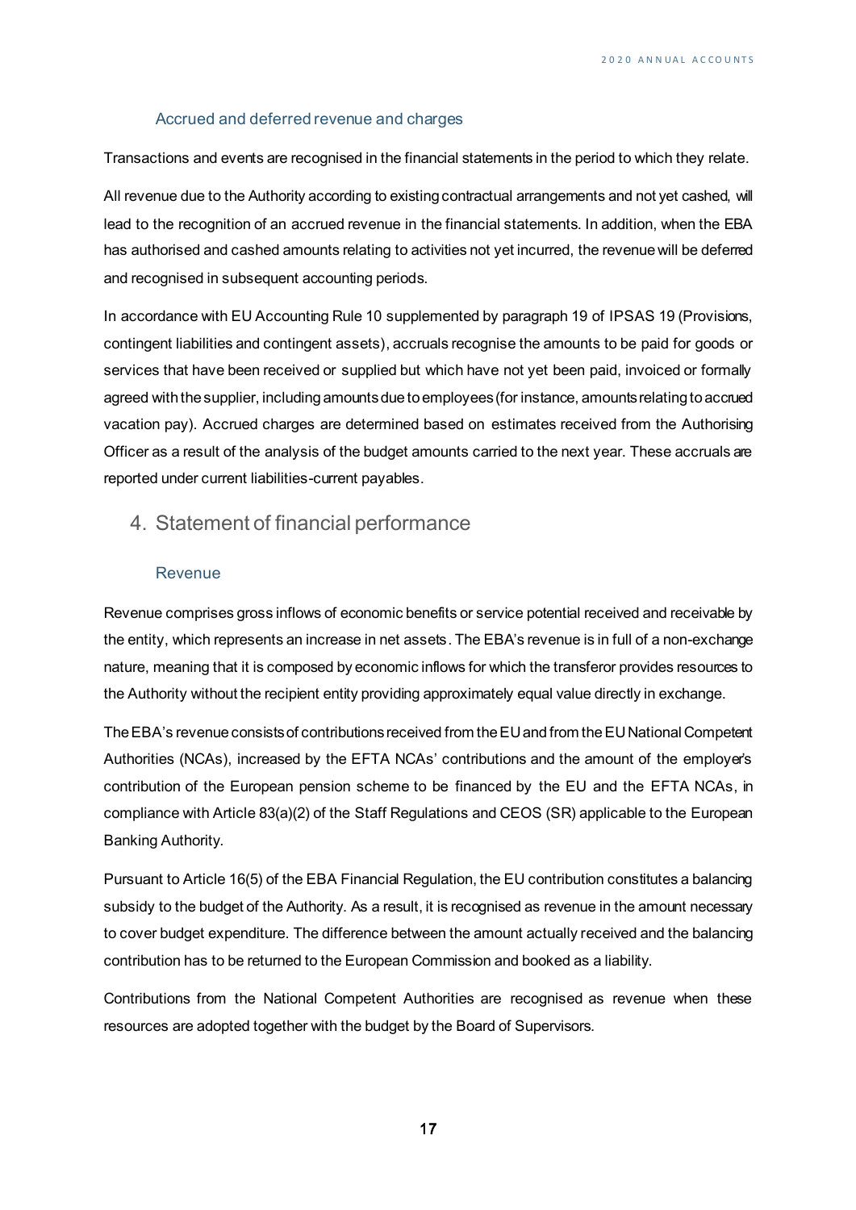### Accrued and deferred revenue and charges

Transactions and events are recognised in the financial statements in the period to which they relate.

All revenue due to the Authority according to existing contractual arrangements and not yet cashed, will lead to the recognition of an accrued revenue in the financial statements. In addition, when the EBA has authorised and cashed amounts relating to activities not yet incurred, the revenue will be deferred and recognised in subsequent accounting periods.

In accordance with EU Accounting Rule 10 supplemented by paragraph 19 of IPSAS 19 (Provisions, contingent liabilities and contingent assets), accruals recognise the amounts to be paid for goods or services that have been received or supplied but which have not yet been paid, invoiced or formally agreed with the supplier, including amounts due to employees (for instance, amounts relating to accrued vacation pay). Accrued charges are determined based on estimates received from the Authorising Officer as a result of the analysis of the budget amounts carried to the next year. These accruals are reported under current liabilities-current payables.

## 4. Statement of financial performance

### Revenue

Revenue comprises gross inflows of economic benefits or service potential received and receivable by the entity, which represents an increase in net assets. The EBA's revenue is in full of a non-exchange nature, meaning that it is composed by economic inflows for which the transferor provides resources to the Authority without the recipient entity providing approximately equal value directly in exchange.

The EBA's revenue consists of contributions received from the EU and from the EU National Competent Authorities (NCAs), increased by the EFTA NCAs' contributions and the amount of the employer's contribution of the European pension scheme to be financed by the EU and the EFTA NCAs, in compliance with Article 83(a)(2) of the Staff Regulations and CEOS (SR) applicable to the European Banking Authority.

Pursuant to Article 16(5) of the EBA Financial Regulation, the EU contribution constitutes a balancing subsidy to the budget of the Authority. As a result, it is recognised as revenue in the amount necessary to cover budget expenditure. The difference between the amount actually received and the balancing contribution has to be returned to the European Commission and booked as a liability.

Contributions from the National Competent Authorities are recognised as revenue when these resources are adopted together with the budget by the Board of Supervisors.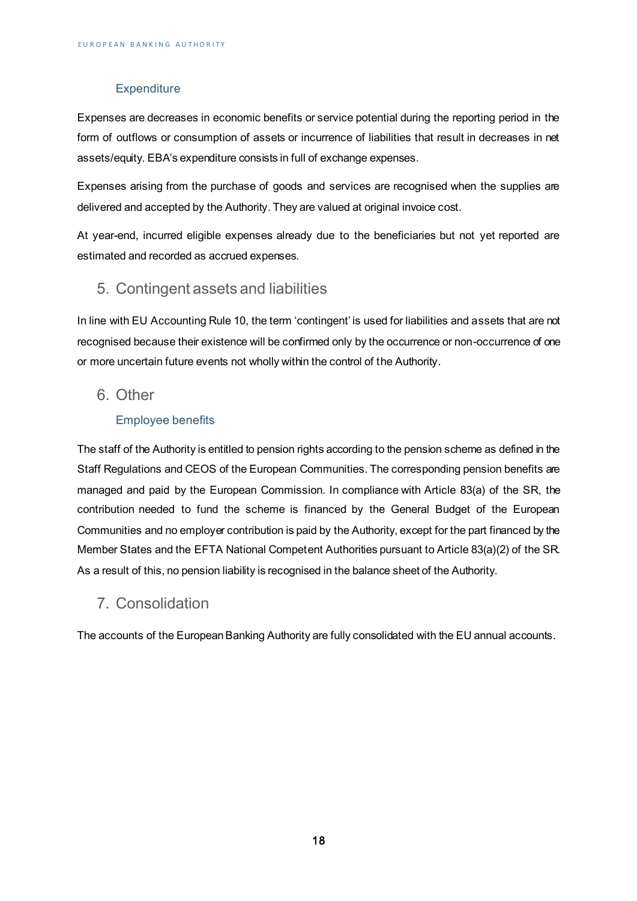### Expenditure

Expenses are decreases in economic benefits or service potential during the reporting period in the form of outflows or consumption of assets or incurrence of liabilities that result in decreases in net assets/equity. EBA's expenditure consists in full of exchange expenses.

Expenses arising from the purchase of goods and services are recognised when the supplies are delivered and accepted by the Authority. They are valued at original invoice cost.

At year-end, incurred eligible expenses already due to the beneficiaries but not yet reported are estimated and recorded as accrued expenses.

## 5. Contingent assets and liabilities

In line with EU Accounting Rule 10, the term 'contingent' is used for liabilities and assets that are not recognised because their existence will be confirmed only by the occurrence or non-occurrence of one or more uncertain future events not wholly within the control of the Authority.

## 6. Other

### Employee benefits

The staff of the Authority is entitled to pension rights according to the pension scheme as defined in the Staff Regulations and CEOS of the European Communities. The corresponding pension benefits are managed and paid by the European Commission. In compliance with Article 83(a) of the SR, the contribution needed to fund the scheme is financed by the General Budget of the European Communities and no employer contribution is paid by the Authority, except for the part financed by the Member States and the EFTA National Competent Authorities pursuant to Article 83(a)(2) of the SR. As a result of this, no pension liability is recognised in the balance sheet of the Authority.

## 7. Consolidation

The accounts of the European Banking Authority are fully consolidated with the EU annual accounts.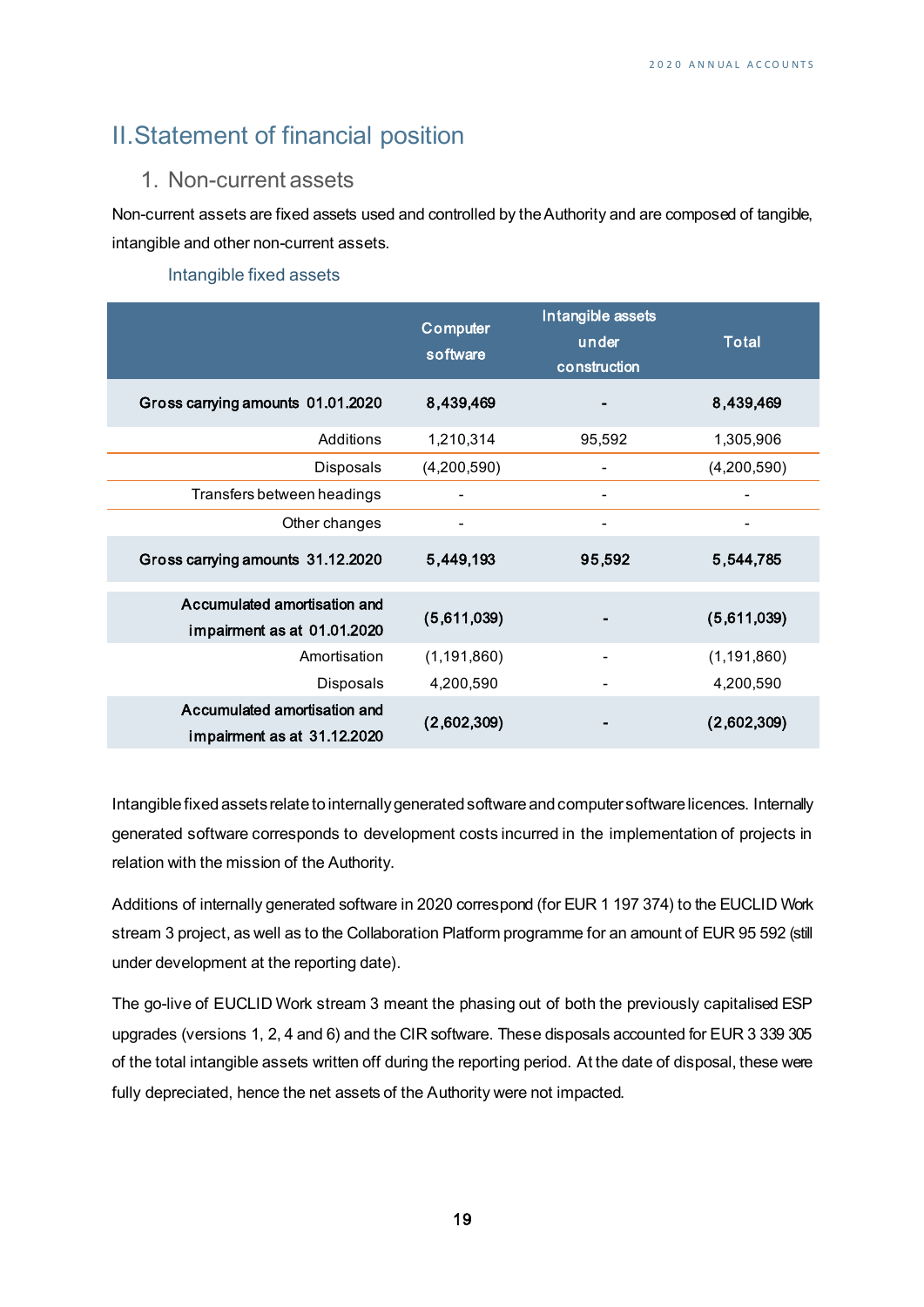# II. Statement of financial position

## 1. Non-current assets

Non-current assets are fixed assets used and controlled by the Authority and are composed of tangible, intangible and other non-current assets.

### Intangible fixed assets

| | Computer software | Intangible assets under construction | Total |
|---|---|---|---|
| **Gross carrying amounts 01.01.2020** | **8,439,469** | **-** | **8,439,469** |
| Additions | 1,210,314 | 95,592 | 1,305,906 |
| Disposals | (4,200,590) | - | (4,200,590) |
| Transfers between headings | - | - | - |
| Other changes | - | - | - |
| **Gross carrying amounts 31.12.2020** | **5,449,193** | **95,592** | **5,544,785** |
| **Accumulated amortisation and impairment as at 01.01.2020** | **(5,611,039)** | **-** | **(5,611,039)** |
| Amortisation | (1,191,860) | - | (1,191,860) |
| Disposals | 4,200,590 | - | 4,200,590 |
| **Accumulated amortisation and impairment as at 31.12.2020** | **(2,602,309)** | **-** | **(2,602,309)** |

Intangible fixed assets relate to internally generated software and computer software licences. Internally generated software corresponds to development costs incurred in the implementation of projects in relation with the mission of the Authority.

Additions of internally generated software in 2020 correspond (for EUR 1 197 374) to the EUCLID Work stream 3 project, as well as to the Collaboration Platform programme for an amount of EUR 95 592 (still under development at the reporting date).

The go-live of EUCLID Work stream 3 meant the phasing out of both the previously capitalised ESP upgrades (versions 1, 2, 4 and 6) and the CIR software. These disposals accounted for EUR 3 339 305 of the total intangible assets written off during the reporting period. At the date of disposal, these were fully depreciated, hence the net assets of the Authority were not impacted.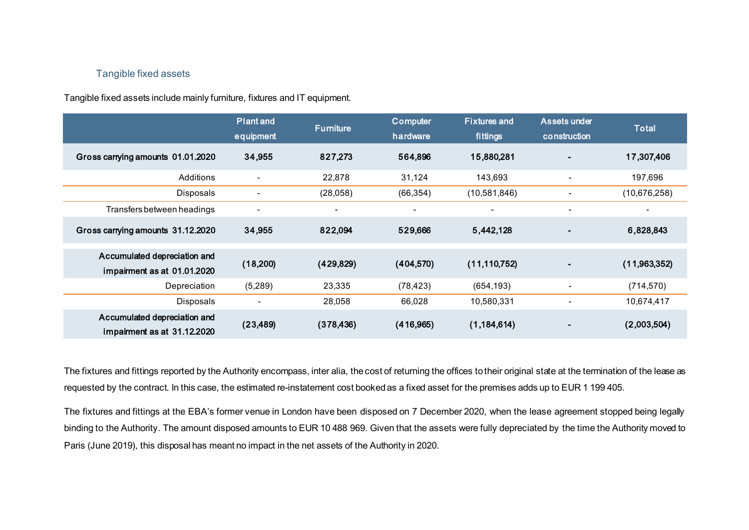### Tangible fixed assets

Tangible fixed assets include mainly furniture, fixtures and IT equipment.

| | Plant and equipment | Furniture | Computer hardware | Fixtures and fittings | Assets under construction | Total |
|---|---|---|---|---|---|---|
| **Gross carrying amounts 01.01.2020** | **34,955** | **827,273** | **564,896** | **15,880,281** | **-** | **17,307,406** |
| Additions | - | 22,878 | 31,124 | 143,693 | - | 197,696 |
| Disposals | - | (28,058) | (66,354) | (10,581,846) | - | (10,676,258) |
| Transfers between headings | - | - | - | - | - | - |
| **Gross carrying amounts 31.12.2020** | **34,955** | **822,094** | **529,666** | **5,442,128** | **-** | **6,828,843** |
| **Accumulated depreciation and impairment as at 01.01.2020** | **(18,200)** | **(429,829)** | **(404,570)** | **(11,110,752)** | **-** | **(11,963,352)** |
| Depreciation | (5,289) | 23,335 | (78,423) | (654,193) | - | (714,570) |
| Disposals | - | 28,058 | 66,028 | 10,580,331 | - | 10,674,417 |
| **Accumulated depreciation and impairment as at 31.12.2020** | **(23,489)** | **(378,436)** | **(416,965)** | **(1,184,614)** | **-** | **(2,003,504)** |

The fixtures and fittings reported by the Authority encompass, inter alia, the cost of returning the offices to their original state at the termination of the lease as requested by the contract. In this case, the estimated re-instatement cost booked as a fixed asset for the premises adds up to EUR 1 199 405.

The fixtures and fittings at the EBA's former venue in London have been disposed on 7 December 2020, when the lease agreement stopped being legally binding to the Authority. The amount disposed amounts to EUR 10 488 969. Given that the assets were fully depreciated by the time the Authority moved to Paris (June 2019), this disposal has meant no impact in the net assets of the Authority in 2020.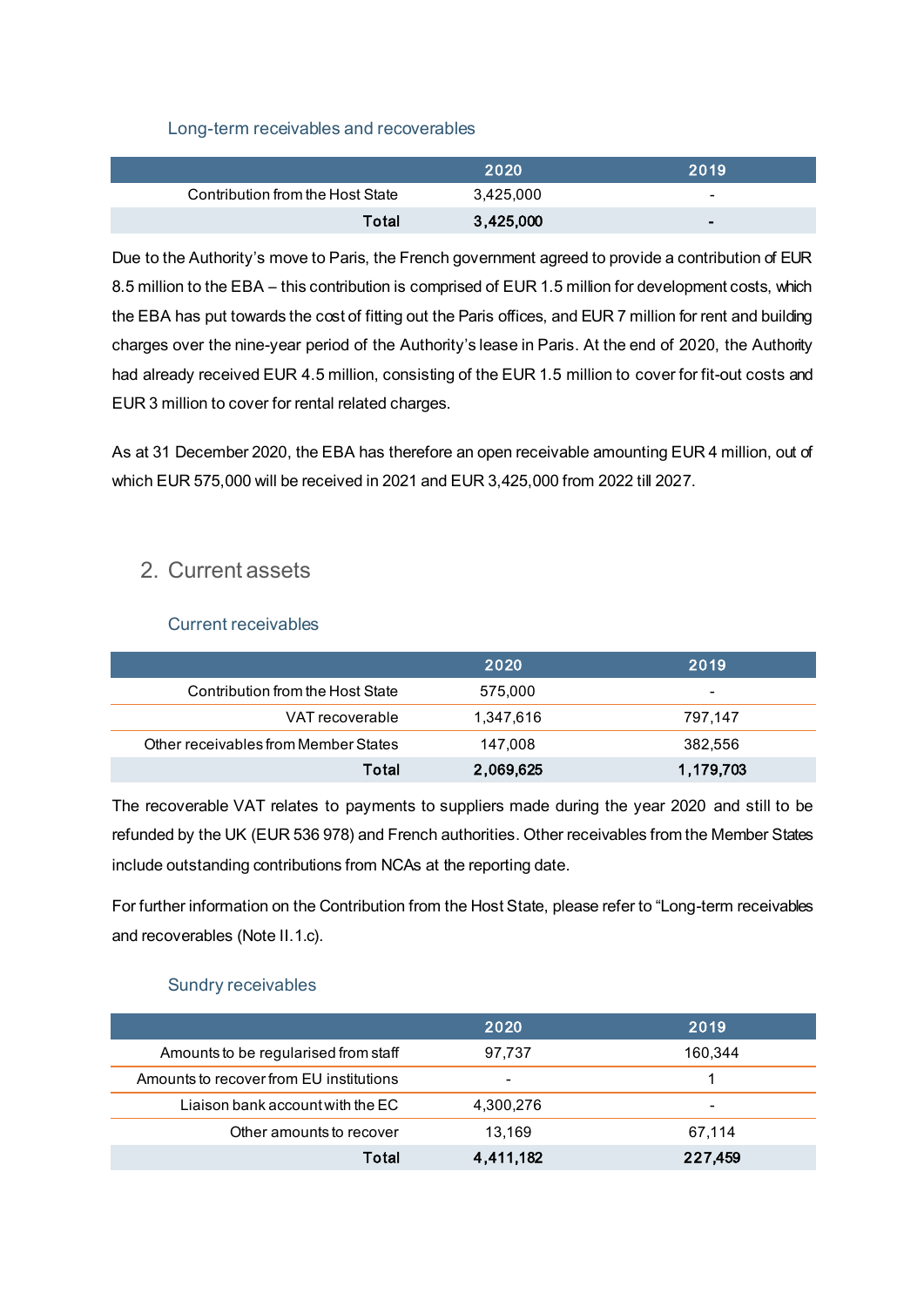### Long-term receivables and recoverables

| | 2020 | 2019 |
|---|---|---|
| Contribution from the Host State | 3,425,000 | - |
| **Total** | **3,425,000** | **-** |

Due to the Authority's move to Paris, the French government agreed to provide a contribution of EUR 8.5 million to the EBA – this contribution is comprised of EUR 1.5 million for development costs, which the EBA has put towards the cost of fitting out the Paris offices, and EUR 7 million for rent and building charges over the nine-year period of the Authority's lease in Paris. At the end of 2020, the Authority had already received EUR 4.5 million, consisting of the EUR 1.5 million to cover for fit-out costs and EUR 3 million to cover for rental related charges.

As at 31 December 2020, the EBA has therefore an open receivable amounting EUR 4 million, out of which EUR 575,000 will be received in 2021 and EUR 3,425,000 from 2022 till 2027.

## 2. Current assets

### Current receivables

| | 2020 | 2019 |
|---|---|---|
| Contribution from the Host State | 575,000 | - |
| VAT recoverable | 1,347,616 | 797,147 |
| Other receivables from Member States | 147,008 | 382,556 |
| **Total** | **2,069,625** | **1,179,703** |

The recoverable VAT relates to payments to suppliers made during the year 2020 and still to be refunded by the UK (EUR 536 978) and French authorities. Other receivables from the Member States include outstanding contributions from NCAs at the reporting date.

For further information on the Contribution from the Host State, please refer to "Long-term receivables and recoverables (Note II.1.c).

### Sundry receivables

| | 2020 | 2019 |
|---|---|---|
| Amounts to be regularised from staff | 97,737 | 160,344 |
| Amounts to recover from EU institutions | - | 1 |
| Liaison bank account with the EC | 4,300,276 | - |
| Other amounts to recover | 13,169 | 67,114 |
| **Total** | **4,411,182** | **227,459** |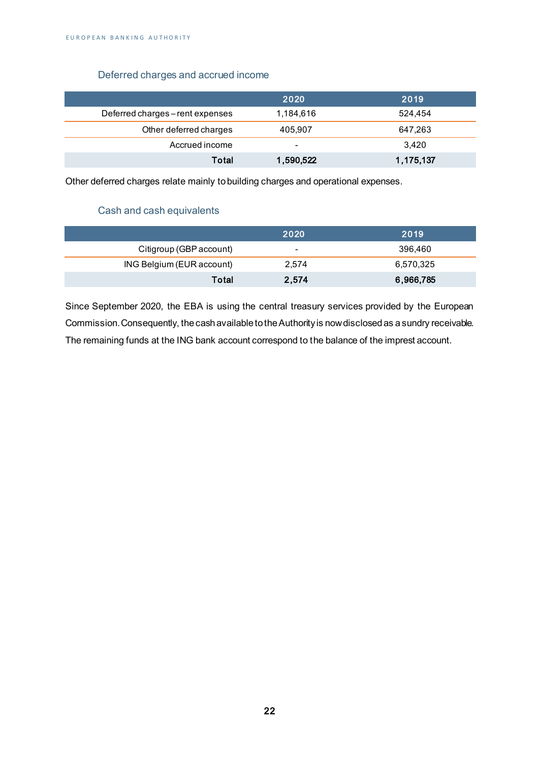### Deferred charges and accrued income

| | 2020 | 2019 |
|---|---|---|
| Deferred charges – rent expenses | 1,184,616 | 524,454 |
| Other deferred charges | 405,907 | 647,263 |
| Accrued income | - | 3,420 |
| **Total** | **1,590,522** | **1,175,137** |

Other deferred charges relate mainly to building charges and operational expenses.

### Cash and cash equivalents

| | 2020 | 2019 |
|---|---|---|
| Citigroup (GBP account) | - | 396,460 |
| ING Belgium (EUR account) | 2,574 | 6,570,325 |
| **Total** | **2,574** | **6,966,785** |

Since September 2020, the EBA is using the central treasury services provided by the European Commission. Consequently, the cash available to the Authority is now disclosed as a sundry receivable. The remaining funds at the ING bank account correspond to the balance of the imprest account.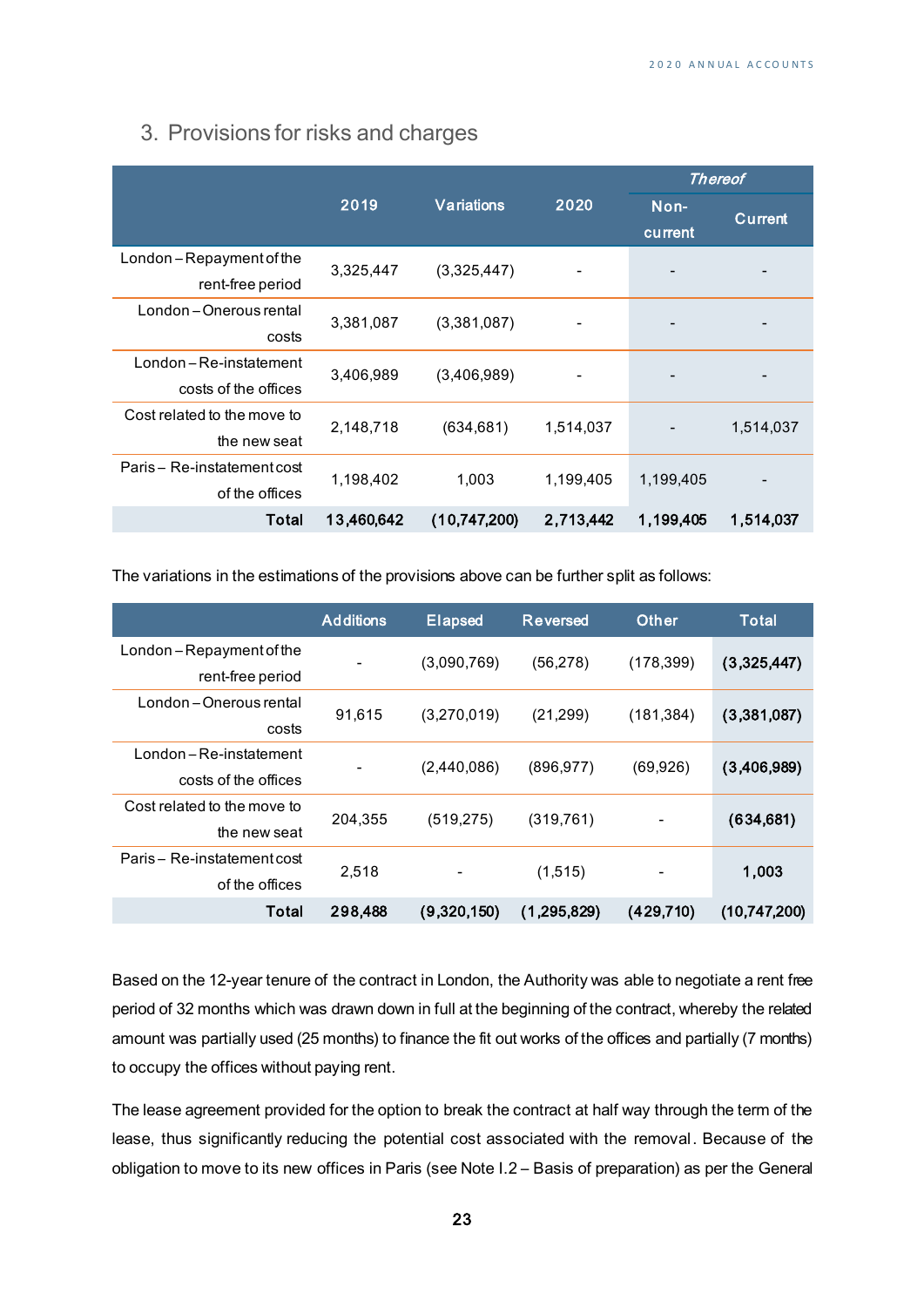## 3. Provisions for risks and charges

| | 2019 | Variations | 2020 | *Thereof* | |
|---|---|---|---|---|---|
| | | | | Non-current | Current |
| London – Repayment of the rent-free period | 3,325,447 | (3,325,447) | - | - | - |
| London – Onerous rental costs | 3,381,087 | (3,381,087) | - | - | - |
| London – Re-instatement costs of the offices | 3,406,989 | (3,406,989) | - | - | - |
| Cost related to the move to the new seat | 2,148,718 | (634,681) | 1,514,037 | - | 1,514,037 |
| Paris – Re-instatement cost of the offices | 1,198,402 | 1,003 | 1,199,405 | 1,199,405 | - |
| **Total** | **13,460,642** | **(10,747,200)** | **2,713,442** | **1,199,405** | **1,514,037** |

The variations in the estimations of the provisions above can be further split as follows:

| | Additions | Elapsed | Reversed | Other | Total |
|---|---|---|---|---|---|
| London – Repayment of the rent-free period | - | (3,090,769) | (56,278) | (178,399) | **(3,325,447)** |
| London – Onerous rental costs | 91,615 | (3,270,019) | (21,299) | (181,384) | **(3,381,087)** |
| London – Re-instatement costs of the offices | - | (2,440,086) | (896,977) | (69,926) | **(3,406,989)** |
| Cost related to the move to the new seat | 204,355 | (519,275) | (319,761) | - | **(634,681)** |
| Paris – Re-instatement cost of the offices | 2,518 | - | (1,515) | - | **1,003** |
| **Total** | **298,488** | **(9,320,150)** | **(1,295,829)** | **(429,710)** | **(10,747,200)** |

Based on the 12-year tenure of the contract in London, the Authority was able to negotiate a rent free period of 32 months which was drawn down in full at the beginning of the contract, whereby the related amount was partially used (25 months) to finance the fit out works of the offices and partially (7 months) to occupy the offices without paying rent.

The lease agreement provided for the option to break the contract at half way through the term of the lease, thus significantly reducing the potential cost associated with the removal. Because of the obligation to move to its new offices in Paris (see Note I.2 – Basis of preparation) as per the General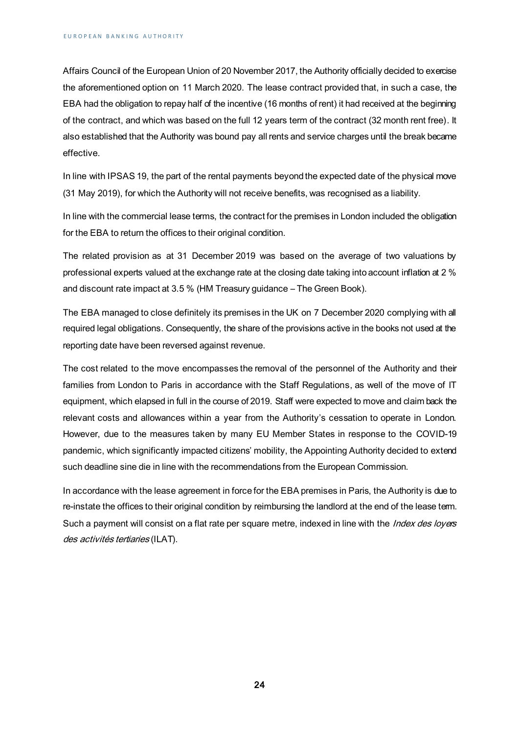Affairs Council of the European Union of 20 November 2017, the Authority officially decided to exercise the aforementioned option on 11 March 2020. The lease contract provided that, in such a case, the EBA had the obligation to repay half of the incentive (16 months of rent) it had received at the beginning of the contract, and which was based on the full 12 years term of the contract (32 month rent free). It also established that the Authority was bound pay all rents and service charges until the break became effective.

In line with IPSAS 19, the part of the rental payments beyond the expected date of the physical move (31 May 2019), for which the Authority will not receive benefits, was recognised as a liability.

In line with the commercial lease terms, the contract for the premises in London included the obligation for the EBA to return the offices to their original condition.

The related provision as at 31 December 2019 was based on the average of two valuations by professional experts valued at the exchange rate at the closing date taking into account inflation at 2 % and discount rate impact at 3.5 % (HM Treasury guidance – The Green Book).

The EBA managed to close definitely its premises in the UK on 7 December 2020 complying with all required legal obligations. Consequently, the share of the provisions active in the books not used at the reporting date have been reversed against revenue.

The cost related to the move encompasses the removal of the personnel of the Authority and their families from London to Paris in accordance with the Staff Regulations, as well of the move of IT equipment, which elapsed in full in the course of 2019. Staff were expected to move and claim back the relevant costs and allowances within a year from the Authority's cessation to operate in London. However, due to the measures taken by many EU Member States in response to the COVID-19 pandemic, which significantly impacted citizens' mobility, the Appointing Authority decided to extend such deadline sine die in line with the recommendations from the European Commission.

In accordance with the lease agreement in force for the EBA premises in Paris, the Authority is due to re-instate the offices to their original condition by reimbursing the landlord at the end of the lease term. Such a payment will consist on a flat rate per square metre, indexed in line with the *Index des loyers des activités tertiaries* (ILAT).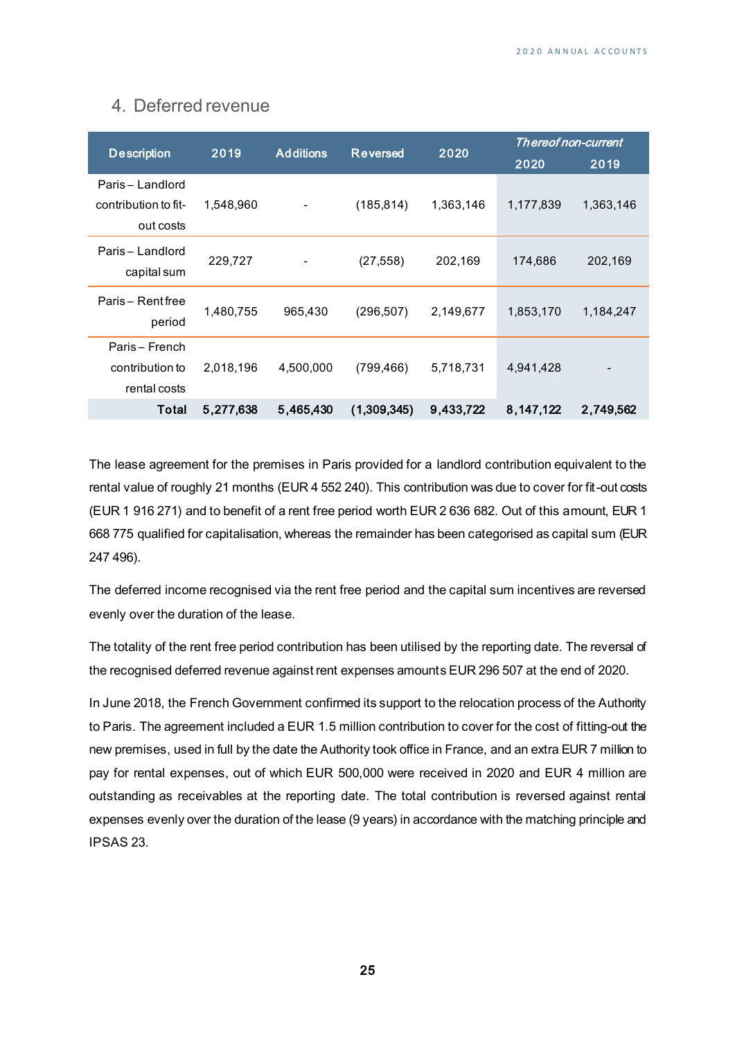## 4. Deferred revenue

| Description | 2019 | Additions | Reversed | 2020 | *Thereof non-current* | |
|---|---|---|---|---|---|---|
| | | | | | 2020 | 2019 |
| Paris – Landlord contribution to fit-out costs | 1,548,960 | - | (185,814) | 1,363,146 | 1,177,839 | 1,363,146 |
| Paris – Landlord capital sum | 229,727 | - | (27,558) | 202,169 | 174,686 | 202,169 |
| Paris – Rent free period | 1,480,755 | 965,430 | (296,507) | 2,149,677 | 1,853,170 | 1,184,247 |
| Paris – French contribution to rental costs | 2,018,196 | 4,500,000 | (799,466) | 5,718,731 | 4,941,428 | - |
| **Total** | **5,277,638** | **5,465,430** | **(1,309,345)** | **9,433,722** | **8,147,122** | **2,749,562** |

The lease agreement for the premises in Paris provided for a landlord contribution equivalent to the rental value of roughly 21 months (EUR 4 552 240). This contribution was due to cover for fit-out costs (EUR 1 916 271) and to benefit of a rent free period worth EUR 2 636 682. Out of this amount, EUR 1 668 775 qualified for capitalisation, whereas the remainder has been categorised as capital sum (EUR 247 496).

The deferred income recognised via the rent free period and the capital sum incentives are reversed evenly over the duration of the lease.

The totality of the rent free period contribution has been utilised by the reporting date. The reversal of the recognised deferred revenue against rent expenses amounts EUR 296 507 at the end of 2020.

In June 2018, the French Government confirmed its support to the relocation process of the Authority to Paris. The agreement included a EUR 1.5 million contribution to cover for the cost of fitting-out the new premises, used in full by the date the Authority took office in France, and an extra EUR 7 million to pay for rental expenses, out of which EUR 500,000 were received in 2020 and EUR 4 million are outstanding as receivables at the reporting date. The total contribution is reversed against rental expenses evenly over the duration of the lease (9 years) in accordance with the matching principle and IPSAS 23.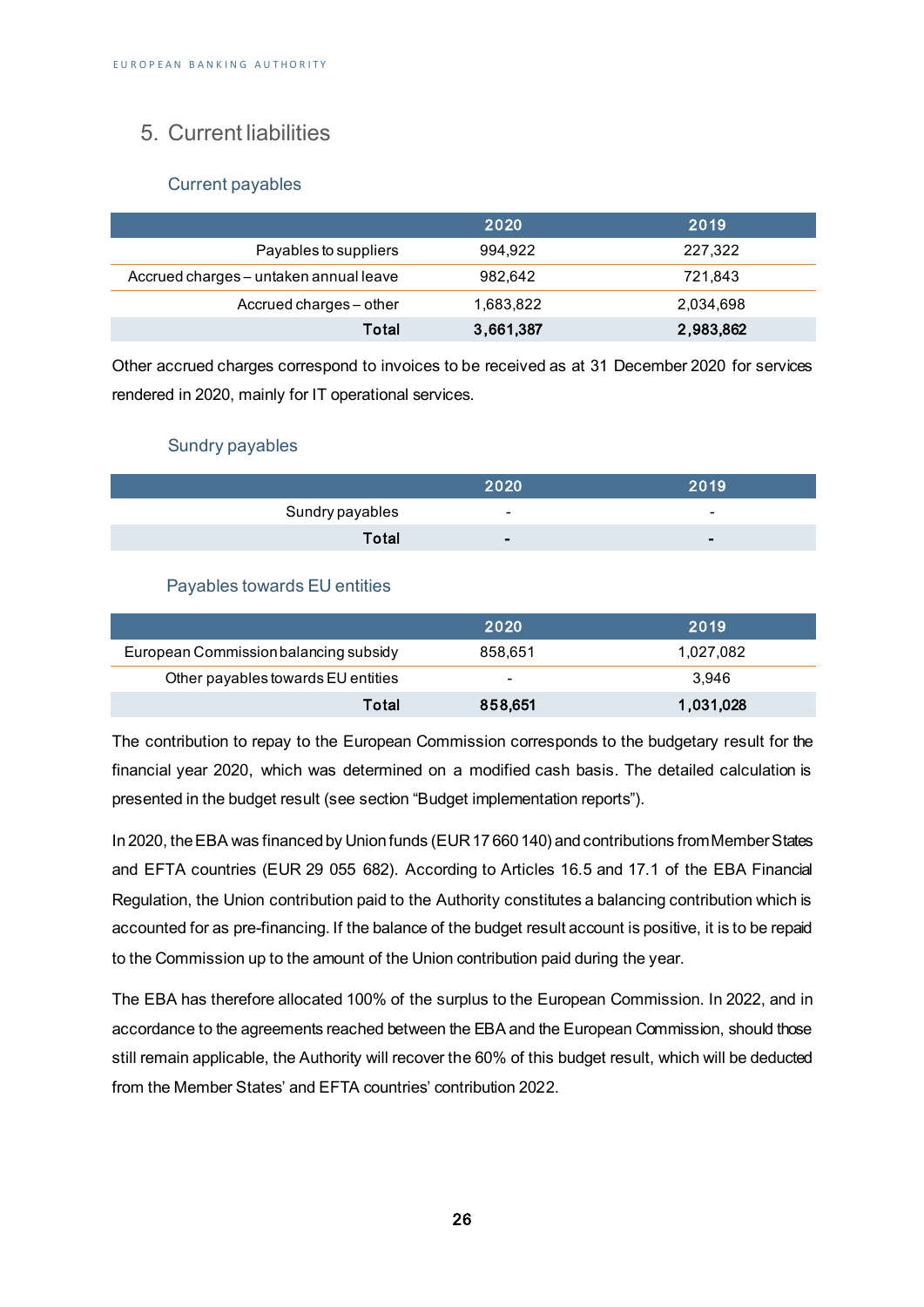## 5. Current liabilities

### Current payables

| | 2020 | 2019 |
|---|---|---|
| Payables to suppliers | 994,922 | 227,322 |
| Accrued charges – untaken annual leave | 982,642 | 721,843 |
| Accrued charges – other | 1,683,822 | 2,034,698 |
| **Total** | **3,661,387** | **2,983,862** |

Other accrued charges correspond to invoices to be received as at 31 December 2020 for services rendered in 2020, mainly for IT operational services.

### Sundry payables

| | 2020 | 2019 |
|---|---|---|
| Sundry payables | - | - |
| **Total** | **-** | **-** |

### Payables towards EU entities

| | 2020 | 2019 |
|---|---|---|
| European Commission balancing subsidy | 858,651 | 1,027,082 |
| Other payables towards EU entities | - | 3,946 |
| **Total** | **858,651** | **1,031,028** |

The contribution to repay to the European Commission corresponds to the budgetary result for the financial year 2020, which was determined on a modified cash basis. The detailed calculation is presented in the budget result (see section "Budget implementation reports").

In 2020, the EBA was financed by Union funds (EUR 17 660 140) and contributions from Member States and EFTA countries (EUR 29 055 682). According to Articles 16.5 and 17.1 of the EBA Financial Regulation, the Union contribution paid to the Authority constitutes a balancing contribution which is accounted for as pre-financing. If the balance of the budget result account is positive, it is to be repaid to the Commission up to the amount of the Union contribution paid during the year.

The EBA has therefore allocated 100% of the surplus to the European Commission. In 2022, and in accordance to the agreements reached between the EBA and the European Commission, should those still remain applicable, the Authority will recover the 60% of this budget result, which will be deducted from the Member States' and EFTA countries' contribution 2022.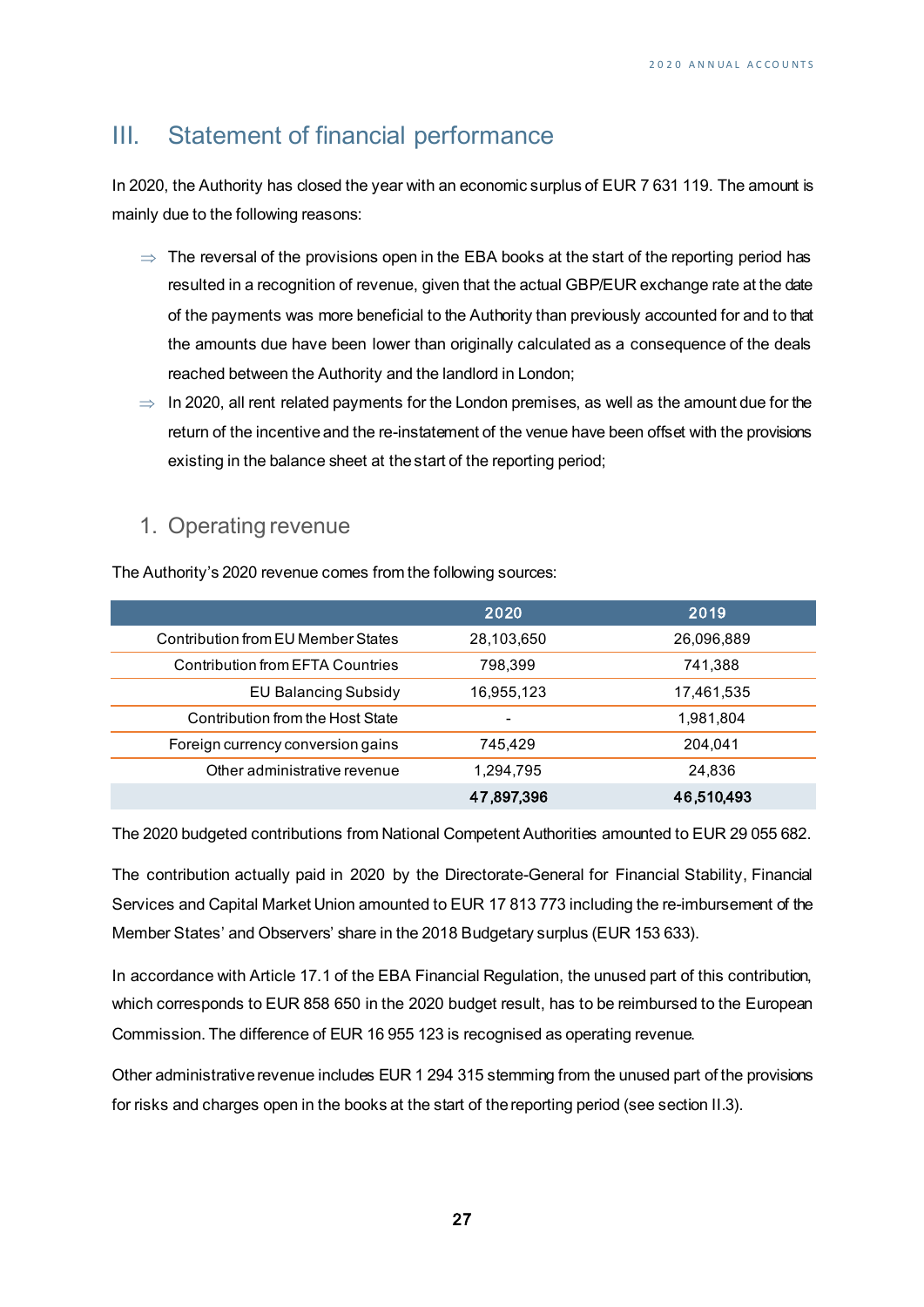# III. Statement of financial performance

In 2020, the Authority has closed the year with an economic surplus of EUR 7 631 119. The amount is mainly due to the following reasons:

- ⇒ The reversal of the provisions open in the EBA books at the start of the reporting period has resulted in a recognition of revenue, given that the actual GBP/EUR exchange rate at the date of the payments was more beneficial to the Authority than previously accounted for and to that the amounts due have been lower than originally calculated as a consequence of the deals reached between the Authority and the landlord in London;
- ⇒ In 2020, all rent related payments for the London premises, as well as the amount due for the return of the incentive and the re-instatement of the venue have been offset with the provisions existing in the balance sheet at the start of the reporting period;

## 1. Operating revenue

The Authority's 2020 revenue comes from the following sources:

| | 2020 | 2019 |
|---|---|---|
| Contribution from EU Member States | 28,103,650 | 26,096,889 |
| Contribution from EFTA Countries | 798,399 | 741,388 |
| EU Balancing Subsidy | 16,955,123 | 17,461,535 |
| Contribution from the Host State | - | 1,981,804 |
| Foreign currency conversion gains | 745,429 | 204,041 |
| Other administrative revenue | 1,294,795 | 24,836 |
| | **47,897,396** | **46,510,493** |

The 2020 budgeted contributions from National Competent Authorities amounted to EUR 29 055 682.

The contribution actually paid in 2020 by the Directorate-General for Financial Stability, Financial Services and Capital Market Union amounted to EUR 17 813 773 including the re-imbursement of the Member States' and Observers' share in the 2018 Budgetary surplus (EUR 153 633).

In accordance with Article 17.1 of the EBA Financial Regulation, the unused part of this contribution, which corresponds to EUR 858 650 in the 2020 budget result, has to be reimbursed to the European Commission. The difference of EUR 16 955 123 is recognised as operating revenue.

Other administrative revenue includes EUR 1 294 315 stemming from the unused part of the provisions for risks and charges open in the books at the start of the reporting period (see section II.3).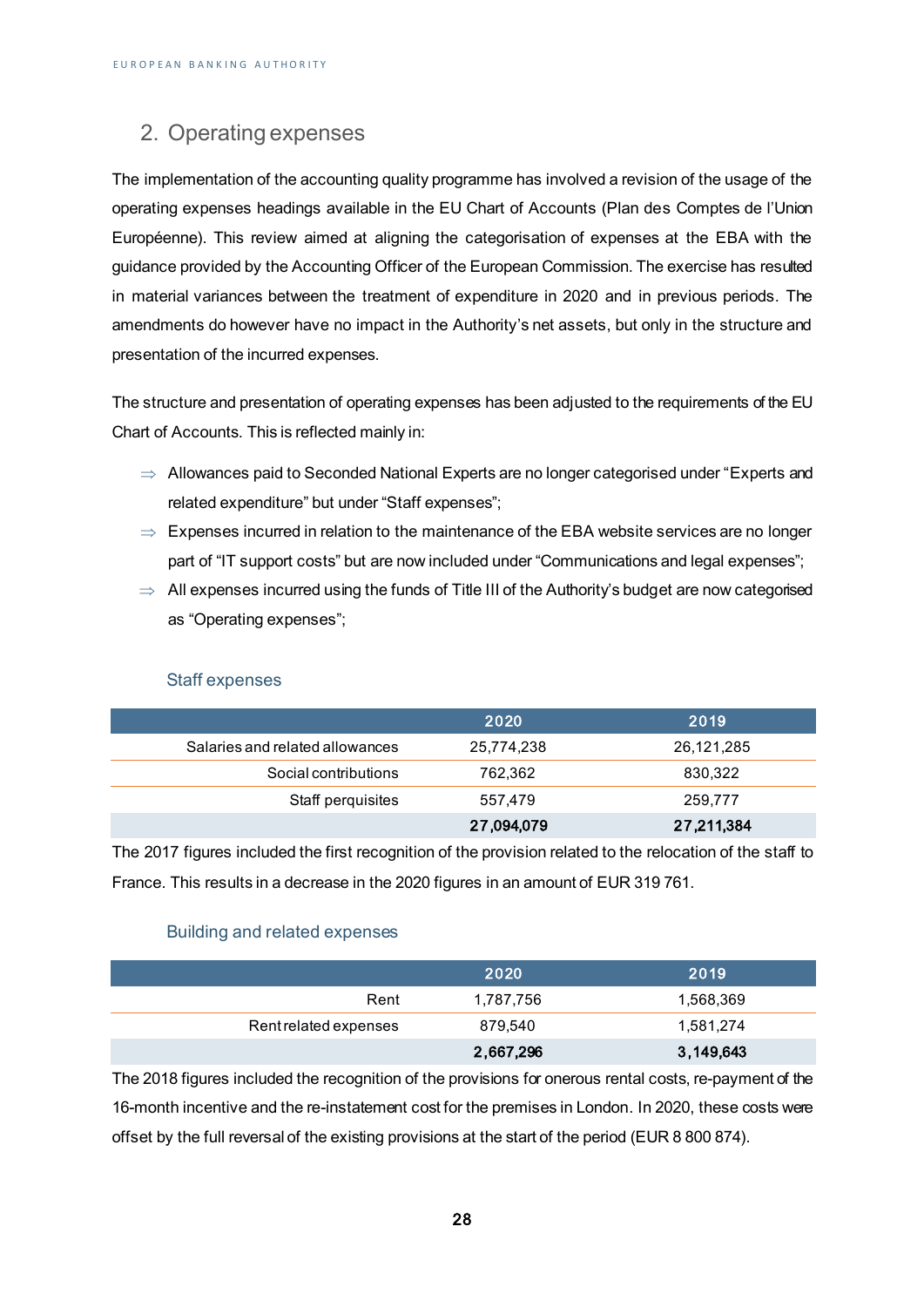## 2. Operating expenses

The implementation of the accounting quality programme has involved a revision of the usage of the operating expenses headings available in the EU Chart of Accounts (Plan des Comptes de l'Union Européenne). This review aimed at aligning the categorisation of expenses at the EBA with the guidance provided by the Accounting Officer of the European Commission. The exercise has resulted in material variances between the treatment of expenditure in 2020 and in previous periods. The amendments do however have no impact in the Authority's net assets, but only in the structure and presentation of the incurred expenses.

The structure and presentation of operating expenses has been adjusted to the requirements of the EU Chart of Accounts. This is reflected mainly in:

- ⇒ Allowances paid to Seconded National Experts are no longer categorised under "Experts and related expenditure" but under "Staff expenses";
- ⇒ Expenses incurred in relation to the maintenance of the EBA website services are no longer part of "IT support costs" but are now included under "Communications and legal expenses";
- ⇒ All expenses incurred using the funds of Title III of the Authority's budget are now categorised as "Operating expenses";

### Staff expenses

| | 2020 | 2019 |
|---|---|---|
| Salaries and related allowances | 25,774,238 | 26,121,285 |
| Social contributions | 762,362 | 830,322 |
| Staff perquisites | 557,479 | 259,777 |
| | **27,094,079** | **27,211,384** |

The 2017 figures included the first recognition of the provision related to the relocation of the staff to France. This results in a decrease in the 2020 figures in an amount of EUR 319 761.

### Building and related expenses

| | 2020 | 2019 |
|---|---|---|
| Rent | 1,787,756 | 1,568,369 |
| Rent related expenses | 879,540 | 1,581,274 |
| | **2,667,296** | **3,149,643** |

The 2018 figures included the recognition of the provisions for onerous rental costs, re-payment of the 16-month incentive and the re-instatement cost for the premises in London. In 2020, these costs were offset by the full reversal of the existing provisions at the start of the period (EUR 8 800 874).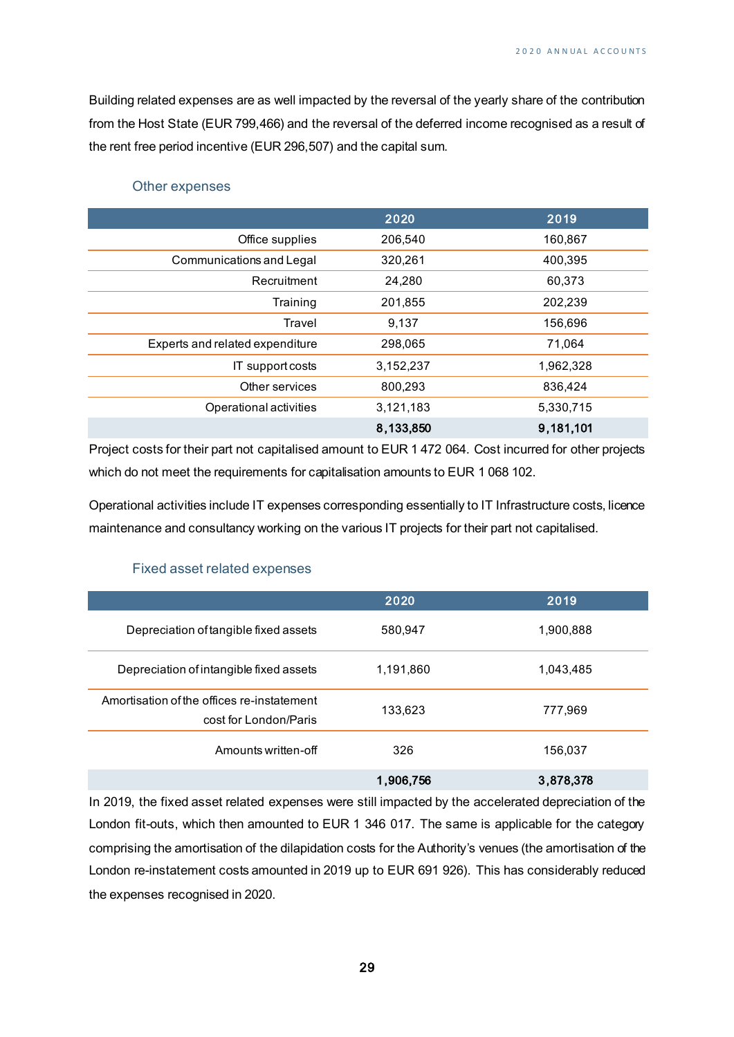Building related expenses are as well impacted by the reversal of the yearly share of the contribution from the Host State (EUR 799,466) and the reversal of the deferred income recognised as a result of the rent free period incentive (EUR 296,507) and the capital sum.

### Other expenses

| | 2020 | 2019 |
|---|---|---|
| Office supplies | 206,540 | 160,867 |
| Communications and Legal | 320,261 | 400,395 |
| Recruitment | 24,280 | 60,373 |
| Training | 201,855 | 202,239 |
| Travel | 9,137 | 156,696 |
| Experts and related expenditure | 298,065 | 71,064 |
| IT support costs | 3,152,237 | 1,962,328 |
| Other services | 800,293 | 836,424 |
| Operational activities | 3,121,183 | 5,330,715 |
| | **8,133,850** | **9,181,101** |

Project costs for their part not capitalised amount to EUR 1 472 064. Cost incurred for other projects which do not meet the requirements for capitalisation amounts to EUR 1 068 102.

Operational activities include IT expenses corresponding essentially to IT Infrastructure costs, licence maintenance and consultancy working on the various IT projects for their part not capitalised.

### Fixed asset related expenses

| | 2020 | 2019 |
|---|---|---|
| Depreciation of tangible fixed assets | 580,947 | 1,900,888 |
| Depreciation of intangible fixed assets | 1,191,860 | 1,043,485 |
| Amortisation of the offices re-instatement cost for London/Paris | 133,623 | 777,969 |
| Amounts written-off | 326 | 156,037 |
| | **1,906,756** | **3,878,378** |

In 2019, the fixed asset related expenses were still impacted by the accelerated depreciation of the London fit-outs, which then amounted to EUR 1 346 017. The same is applicable for the category comprising the amortisation of the dilapidation costs for the Authority's venues (the amortisation of the London re-instatement costs amounted in 2019 up to EUR 691 926). This has considerably reduced the expenses recognised in 2020.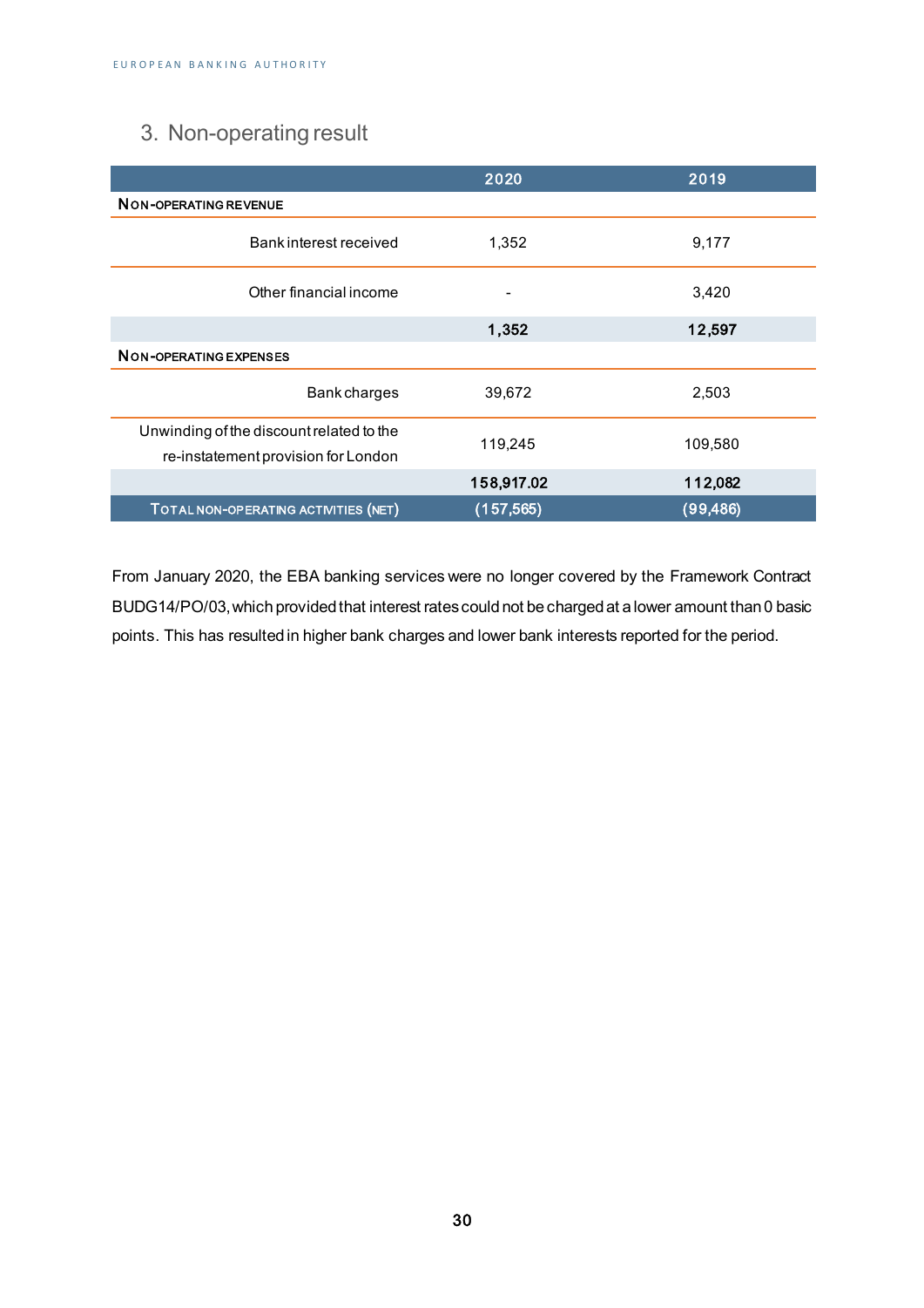## 3. Non-operating result

| | 2020 | 2019 |
|---|---|---|
| **NON-OPERATING REVENUE** | | |
| Bank interest received | 1,352 | 9,177 |
| Other financial income | - | 3,420 |
| | **1,352** | **12,597** |
| **NON-OPERATING EXPENSES** | | |
| Bank charges | 39,672 | 2,503 |
| Unwinding of the discount related to the re-instatement provision for London | 119,245 | 109,580 |
| | **158,917.02** | **112,082** |
| **TOTAL NON-OPERATING ACTIVITIES (NET)** | **(157,565)** | **(99,486)** |

From January 2020, the EBA banking services were no longer covered by the Framework Contract BUDG14/PO/03, which provided that interest rates could not be charged at a lower amount than 0 basic points. This has resulted in higher bank charges and lower bank interests reported for the period.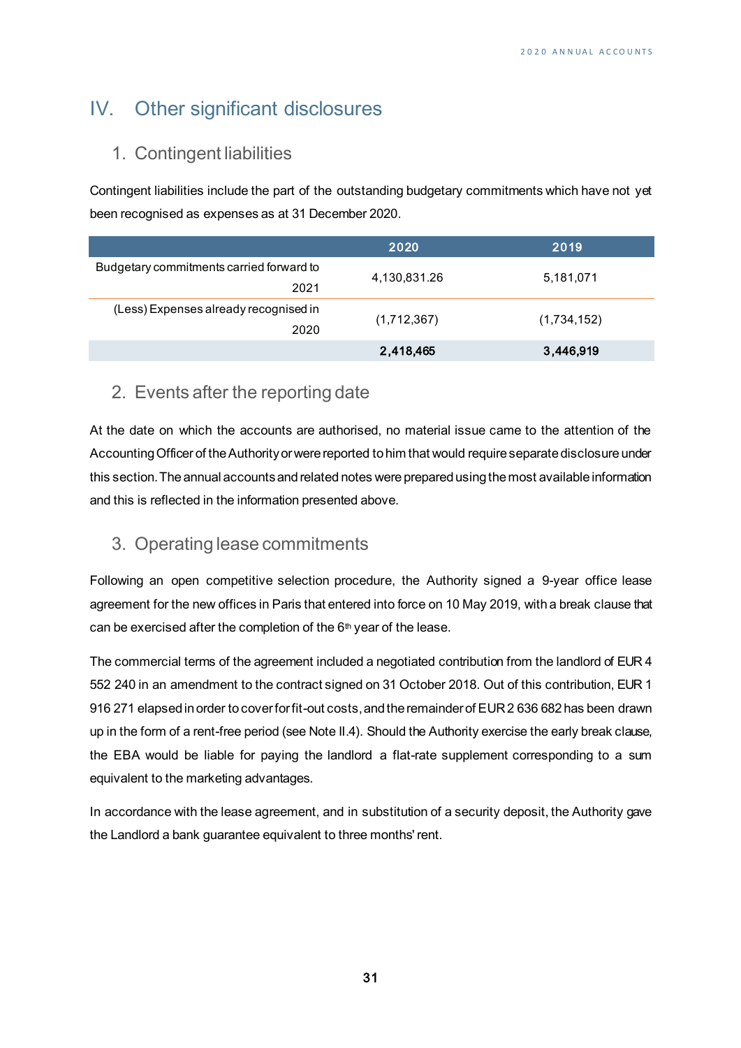# IV. Other significant disclosures

## 1. Contingent liabilities

Contingent liabilities include the part of the outstanding budgetary commitments which have not yet been recognised as expenses as at 31 December 2020.

| | 2020 | 2019 |
|---|---|---|
| Budgetary commitments carried forward to 2021 | 4,130,831.26 | 5,181,071 |
| (Less) Expenses already recognised in 2020 | (1,712,367) | (1,734,152) |
| | **2,418,465** | **3,446,919** |

## 2. Events after the reporting date

At the date on which the accounts are authorised, no material issue came to the attention of the Accounting Officer of the Authority or were reported to him that would require separate disclosure under this section. The annual accounts and related notes were prepared using the most available information and this is reflected in the information presented above.

## 3. Operating lease commitments

Following an open competitive selection procedure, the Authority signed a 9-year office lease agreement for the new offices in Paris that entered into force on 10 May 2019, with a break clause that can be exercised after the completion of the 6th year of the lease.

The commercial terms of the agreement included a negotiated contribution from the landlord of EUR 4 552 240 in an amendment to the contract signed on 31 October 2018. Out of this contribution, EUR 1 916 271 elapsed in order to cover for fit-out costs, and the remainder of EUR 2 636 682 has been drawn up in the form of a rent-free period (see Note II.4). Should the Authority exercise the early break clause, the EBA would be liable for paying the landlord a flat-rate supplement corresponding to a sum equivalent to the marketing advantages.

In accordance with the lease agreement, and in substitution of a security deposit, the Authority gave the Landlord a bank guarantee equivalent to three months' rent.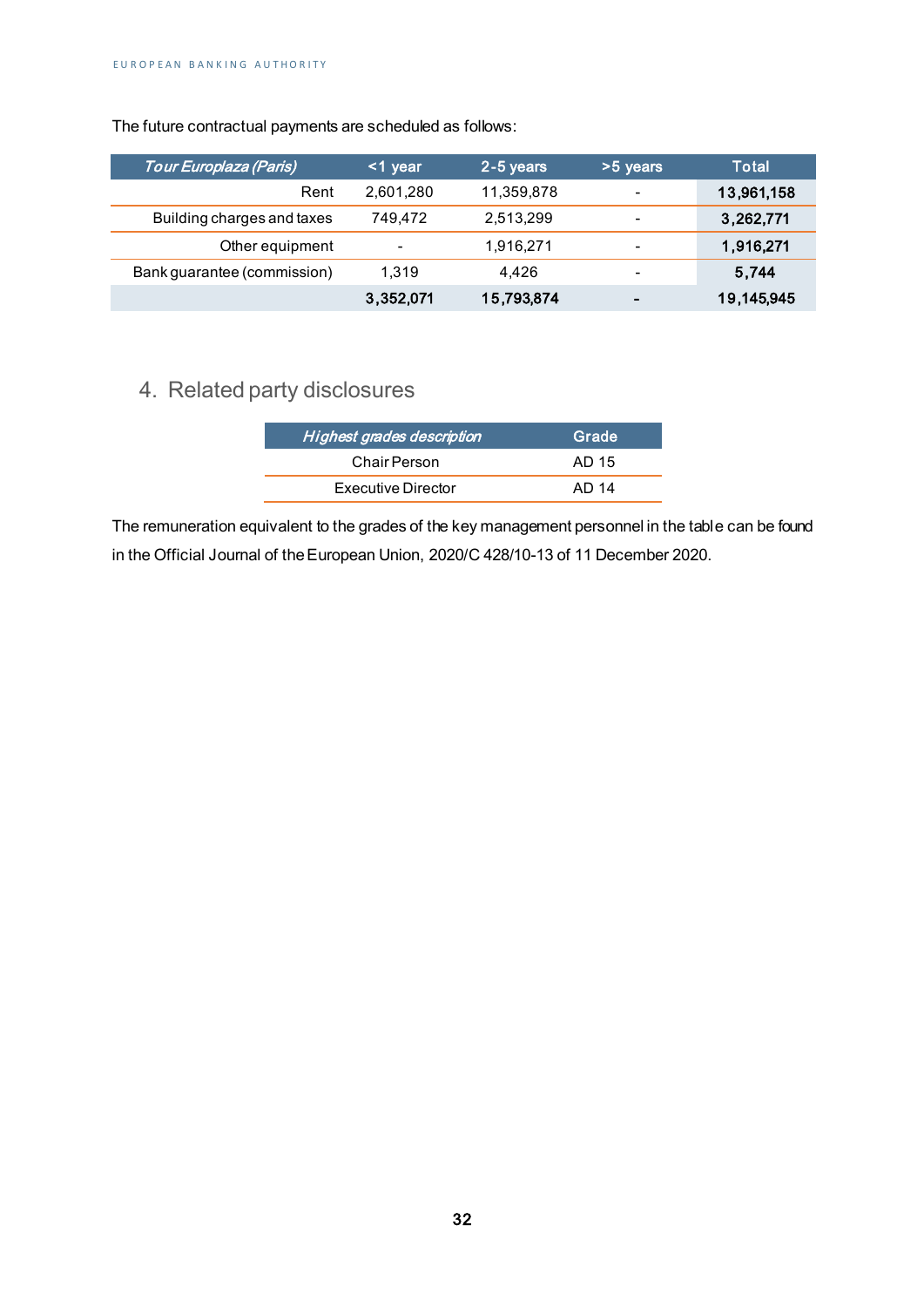The future contractual payments are scheduled as follows:

| *Tour Europlaza (Paris)* | <1 year | 2-5 years | >5 years | Total |
|---|---|---|---|---|
| Rent | 2,601,280 | 11,359,878 | - | **13,961,158** |
| Building charges and taxes | 749,472 | 2,513,299 | - | **3,262,771** |
| Other equipment | - | 1,916,271 | - | **1,916,271** |
| Bank guarantee (commission) | 1,319 | 4,426 | - | **5,744** |
| | **3,352,071** | **15,793,874** | **-** | **19,145,945** |

## 4. Related party disclosures

| *Highest grades description* | Grade |
|---|---|
| Chair Person | AD 15 |
| Executive Director | AD 14 |

The remuneration equivalent to the grades of the key management personnel in the table can be found in the Official Journal of the European Union, 2020/C 428/10-13 of 11 December 2020.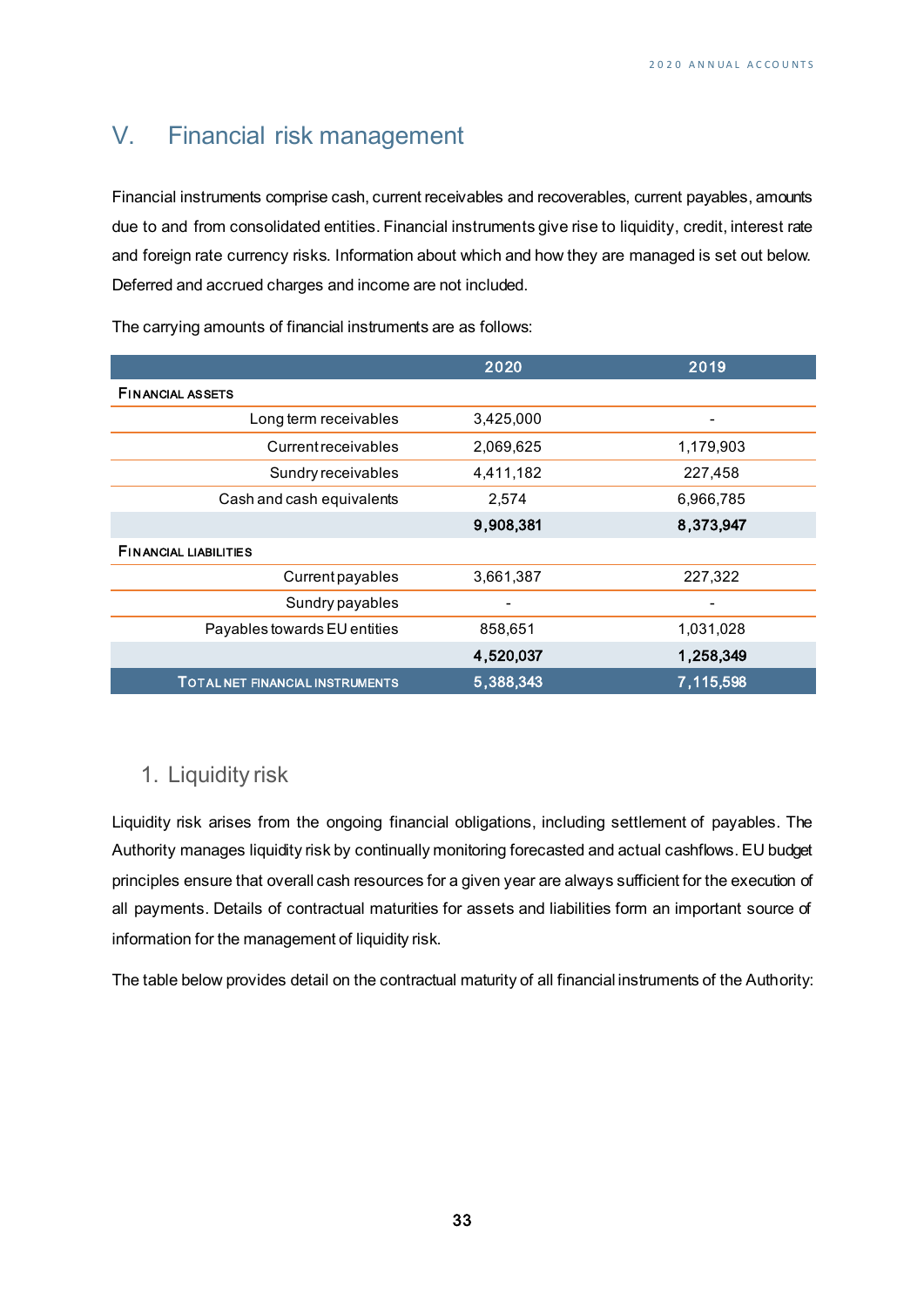# V. Financial risk management

Financial instruments comprise cash, current receivables and recoverables, current payables, amounts due to and from consolidated entities. Financial instruments give rise to liquidity, credit, interest rate and foreign rate currency risks. Information about which and how they are managed is set out below. Deferred and accrued charges and income are not included.

The carrying amounts of financial instruments are as follows:

| | 2020 | 2019 |
|---|---|---|
| **FINANCIAL ASSETS** | | |
| Long term receivables | 3,425,000 | - |
| Current receivables | 2,069,625 | 1,179,903 |
| Sundry receivables | 4,411,182 | 227,458 |
| Cash and cash equivalents | 2,574 | 6,966,785 |
| | **9,908,381** | **8,373,947** |
| **FINANCIAL LIABILITIES** | | |
| Current payables | 3,661,387 | 227,322 |
| Sundry payables | - | - |
| Payables towards EU entities | 858,651 | 1,031,028 |
| | **4,520,037** | **1,258,349** |
| **TOTAL NET FINANCIAL INSTRUMENTS** | **5,388,343** | **7,115,598** |

## 1. Liquidity risk

Liquidity risk arises from the ongoing financial obligations, including settlement of payables. The Authority manages liquidity risk by continually monitoring forecasted and actual cashflows. EU budget principles ensure that overall cash resources for a given year are always sufficient for the execution of all payments. Details of contractual maturities for assets and liabilities form an important source of information for the management of liquidity risk.

The table below provides detail on the contractual maturity of all financial instruments of the Authority: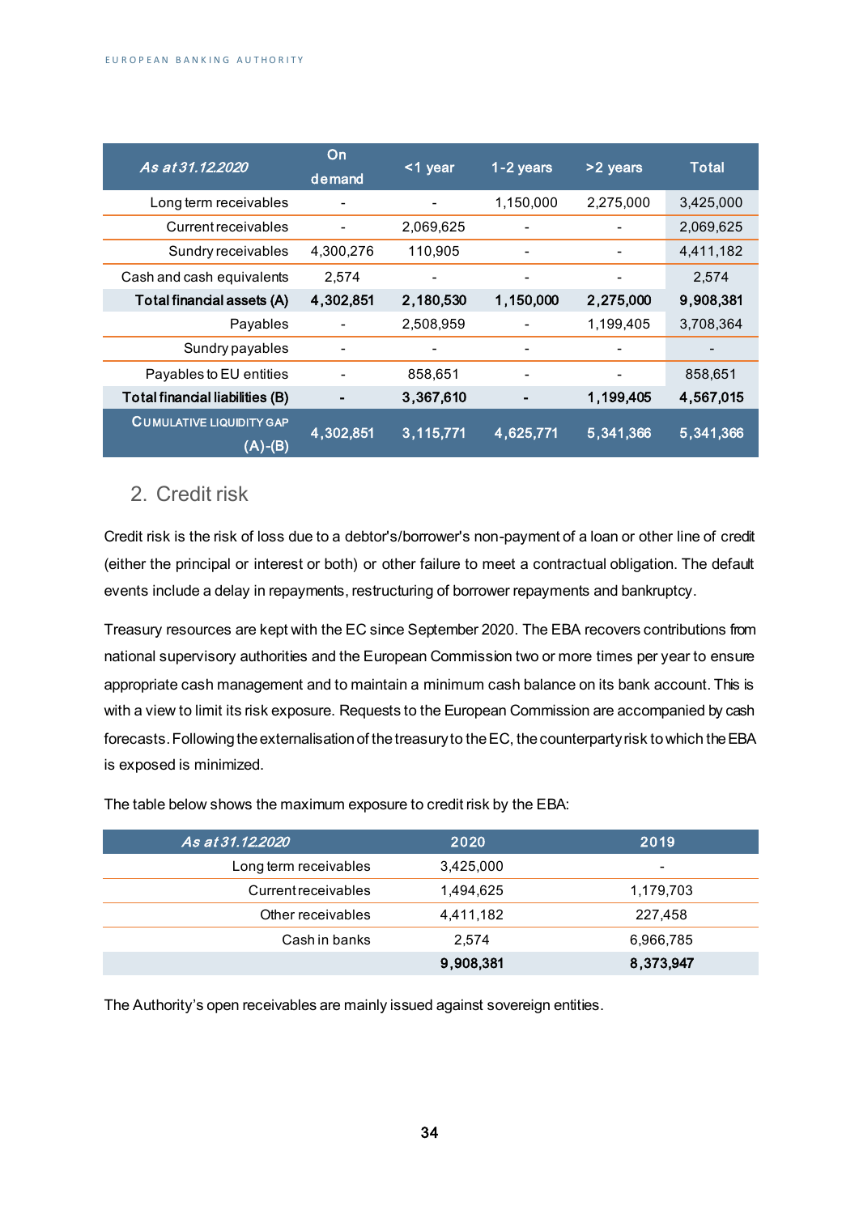| *As at 31.12.2020* | On demand | <1 year | 1-2 years | >2 years | Total |
|---|---|---|---|---|---|
| Long term receivables | - | - | 1,150,000 | 2,275,000 | 3,425,000 |
| Current receivables | - | 2,069,625 | - | - | 2,069,625 |
| Sundry receivables | 4,300,276 | 110,905 | - | - | 4,411,182 |
| Cash and cash equivalents | 2,574 | - | - | - | 2,574 |
| **Total financial assets (A)** | **4,302,851** | **2,180,530** | **1,150,000** | **2,275,000** | **9,908,381** |
| Payables | - | 2,508,959 | - | 1,199,405 | 3,708,364 |
| Sundry payables | - | - | - | - | - |
| Payables to EU entities | - | 858,651 | - | - | 858,651 |
| **Total financial liabilities (B)** | **-** | **3,367,610** | **-** | **1,199,405** | **4,567,015** |
| **CUMULATIVE LIQUIDITY GAP (A)-(B)** | **4,302,851** | **3,115,771** | **4,625,771** | **5,341,366** | **5,341,366** |

## 2. Credit risk

Credit risk is the risk of loss due to a debtor's/borrower's non-payment of a loan or other line of credit (either the principal or interest or both) or other failure to meet a contractual obligation. The default events include a delay in repayments, restructuring of borrower repayments and bankruptcy.

Treasury resources are kept with the EC since September 2020. The EBA recovers contributions from national supervisory authorities and the European Commission two or more times per year to ensure appropriate cash management and to maintain a minimum cash balance on its bank account. This is with a view to limit its risk exposure. Requests to the European Commission are accompanied by cash forecasts. Following the externalisation of the treasury to the EC, the counterparty risk to which the EBA is exposed is minimized.

The table below shows the maximum exposure to credit risk by the EBA:

| *As at 31.12.2020* | 2020 | 2019 |
|---|---|---|
| Long term receivables | 3,425,000 | - |
| Current receivables | 1,494,625 | 1,179,703 |
| Other receivables | 4,411,182 | 227,458 |
| Cash in banks | 2,574 | 6,966,785 |
| | **9,908,381** | **8,373,947** |

The Authority's open receivables are mainly issued against sovereign entities.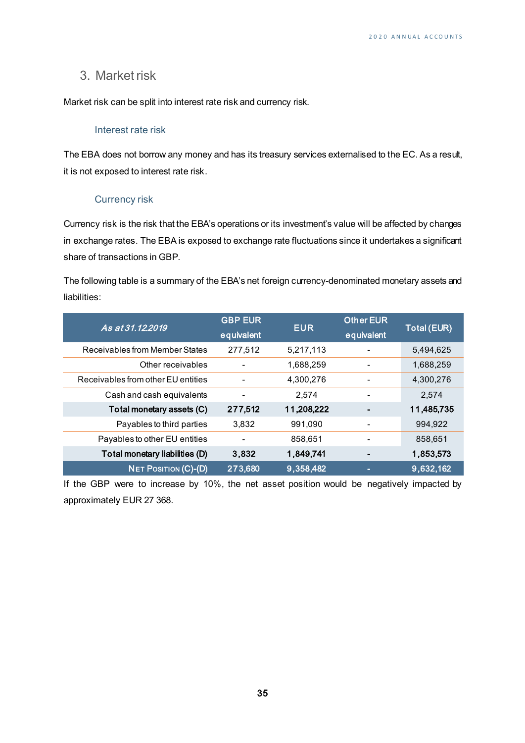## 3. Market risk

Market risk can be split into interest rate risk and currency risk.

### Interest rate risk

The EBA does not borrow any money and has its treasury services externalised to the EC. As a result, it is not exposed to interest rate risk.

### Currency risk

Currency risk is the risk that the EBA's operations or its investment's value will be affected by changes in exchange rates. The EBA is exposed to exchange rate fluctuations since it undertakes a significant share of transactions in GBP.

The following table is a summary of the EBA's net foreign currency-denominated monetary assets and liabilities:

| *As at 31.12.2019* | GBP EUR equivalent | EUR | Other EUR equivalent | Total (EUR) |
|---|---|---|---|---|
| Receivables from Member States | 277,512 | 5,217,113 | - | 5,494,625 |
| Other receivables | - | 1,688,259 | - | 1,688,259 |
| Receivables from other EU entities | - | 4,300,276 | - | 4,300,276 |
| Cash and cash equivalents | - | 2,574 | - | 2,574 |
| **Total monetary assets (C)** | **277,512** | **11,208,222** | **-** | **11,485,735** |
| Payables to third parties | 3,832 | 991,090 | - | 994,922 |
| Payables to other EU entities | - | 858,651 | - | 858,651 |
| **Total monetary liabilities (D)** | **3,832** | **1,849,741** | **-** | **1,853,573** |
| **Net Position (C)-(D)** | **273,680** | **9,358,482** | **-** | **9,632,162** |

If the GBP were to increase by 10%, the net asset position would be negatively impacted by approximately EUR 27 368.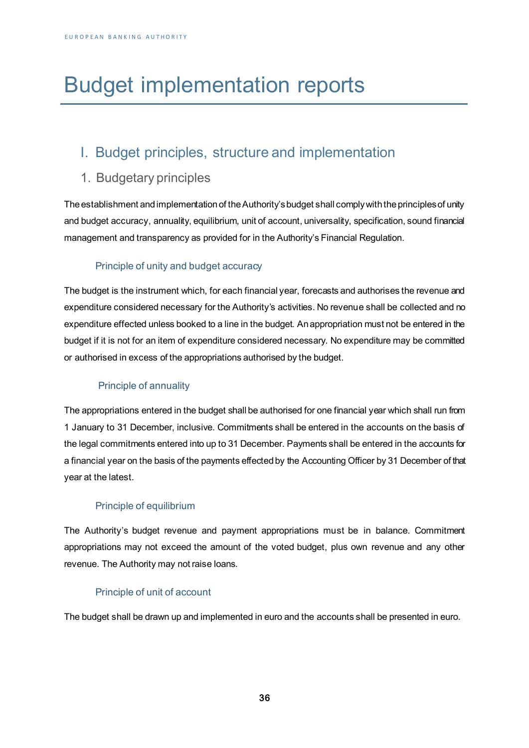# Budget implementation reports

## I. Budget principles, structure and implementation

### 1. Budgetary principles

The establishment and implementation of the Authority's budget shall comply with the principles of unity and budget accuracy, annuality, equilibrium, unit of account, universality, specification, sound financial management and transparency as provided for in the Authority's Financial Regulation.

#### Principle of unity and budget accuracy

The budget is the instrument which, for each financial year, forecasts and authorises the revenue and expenditure considered necessary for the Authority's activities. No revenue shall be collected and no expenditure effected unless booked to a line in the budget. An appropriation must not be entered in the budget if it is not for an item of expenditure considered necessary. No expenditure may be committed or authorised in excess of the appropriations authorised by the budget.

#### Principle of annuality

The appropriations entered in the budget shall be authorised for one financial year which shall run from 1 January to 31 December, inclusive. Commitments shall be entered in the accounts on the basis of the legal commitments entered into up to 31 December. Payments shall be entered in the accounts for a financial year on the basis of the payments effected by the Accounting Officer by 31 December of that year at the latest.

#### Principle of equilibrium

The Authority's budget revenue and payment appropriations must be in balance. Commitment appropriations may not exceed the amount of the voted budget, plus own revenue and any other revenue. The Authority may not raise loans.

#### Principle of unit of account

The budget shall be drawn up and implemented in euro and the accounts shall be presented in euro.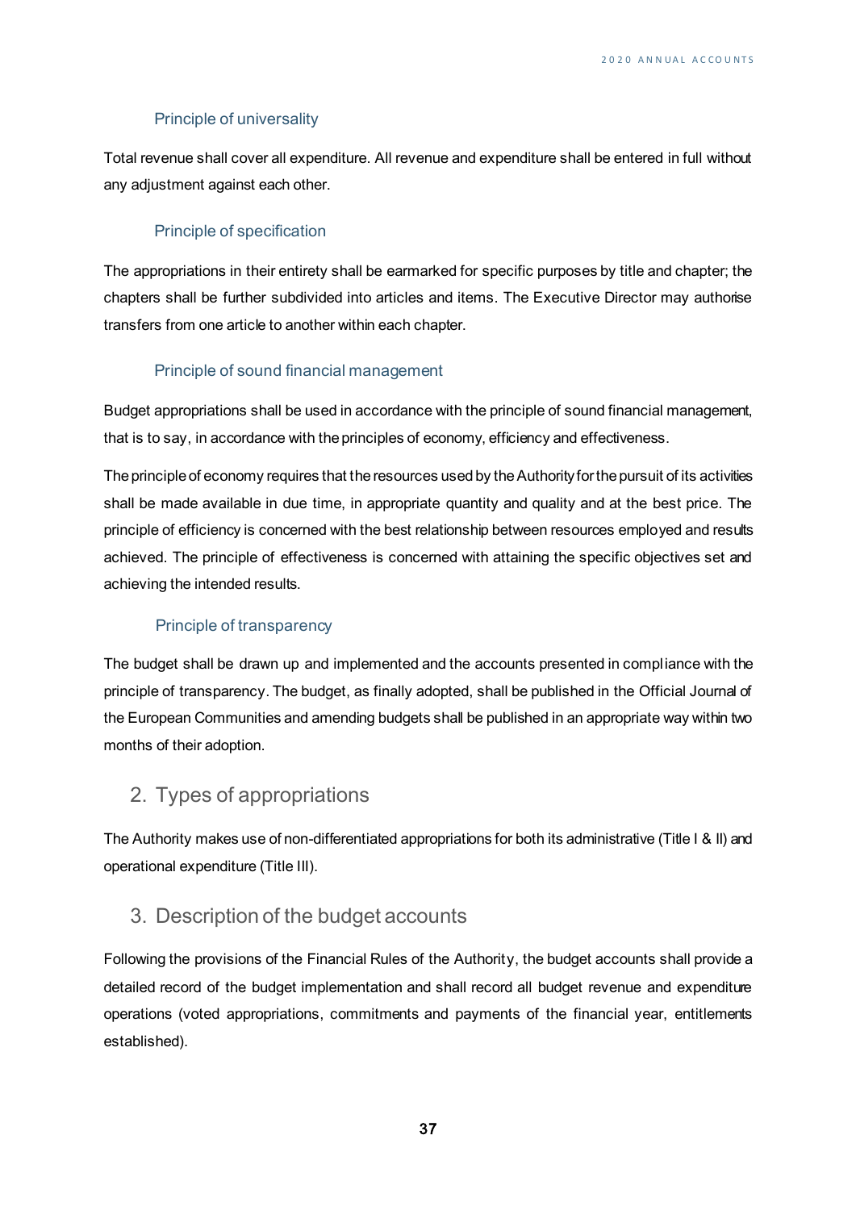### Principle of universality

Total revenue shall cover all expenditure. All revenue and expenditure shall be entered in full without any adjustment against each other.

### Principle of specification

The appropriations in their entirety shall be earmarked for specific purposes by title and chapter; the chapters shall be further subdivided into articles and items. The Executive Director may authorise transfers from one article to another within each chapter.

### Principle of sound financial management

Budget appropriations shall be used in accordance with the principle of sound financial management, that is to say, in accordance with the principles of economy, efficiency and effectiveness.

The principle of economy requires that the resources used by the Authority for the pursuit of its activities shall be made available in due time, in appropriate quantity and quality and at the best price. The principle of efficiency is concerned with the best relationship between resources employed and results achieved. The principle of effectiveness is concerned with attaining the specific objectives set and achieving the intended results.

### Principle of transparency

The budget shall be drawn up and implemented and the accounts presented in compliance with the principle of transparency. The budget, as finally adopted, shall be published in the Official Journal of the European Communities and amending budgets shall be published in an appropriate way within two months of their adoption.

## 2. Types of appropriations

The Authority makes use of non-differentiated appropriations for both its administrative (Title I & II) and operational expenditure (Title III).

## 3. Description of the budget accounts

Following the provisions of the Financial Rules of the Authority, the budget accounts shall provide a detailed record of the budget implementation and shall record all budget revenue and expenditure operations (voted appropriations, commitments and payments of the financial year, entitlements established).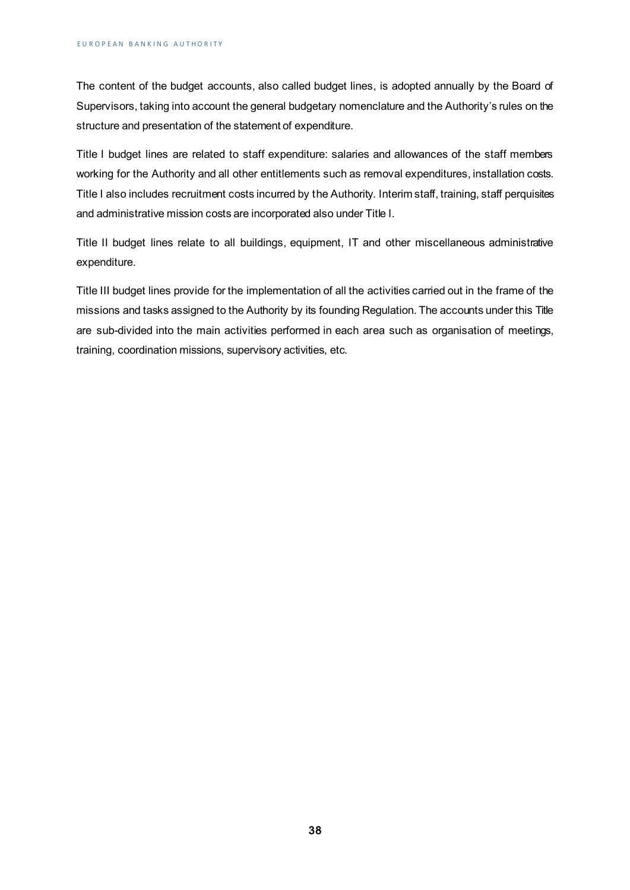The content of the budget accounts, also called budget lines, is adopted annually by the Board of Supervisors, taking into account the general budgetary nomenclature and the Authority's rules on the structure and presentation of the statement of expenditure.

Title I budget lines are related to staff expenditure: salaries and allowances of the staff members working for the Authority and all other entitlements such as removal expenditures, installation costs. Title I also includes recruitment costs incurred by the Authority. Interim staff, training, staff perquisites and administrative mission costs are incorporated also under Title I.

Title II budget lines relate to all buildings, equipment, IT and other miscellaneous administrative expenditure.

Title III budget lines provide for the implementation of all the activities carried out in the frame of the missions and tasks assigned to the Authority by its founding Regulation. The accounts under this Title are sub-divided into the main activities performed in each area such as organisation of meetings, training, coordination missions, supervisory activities, etc.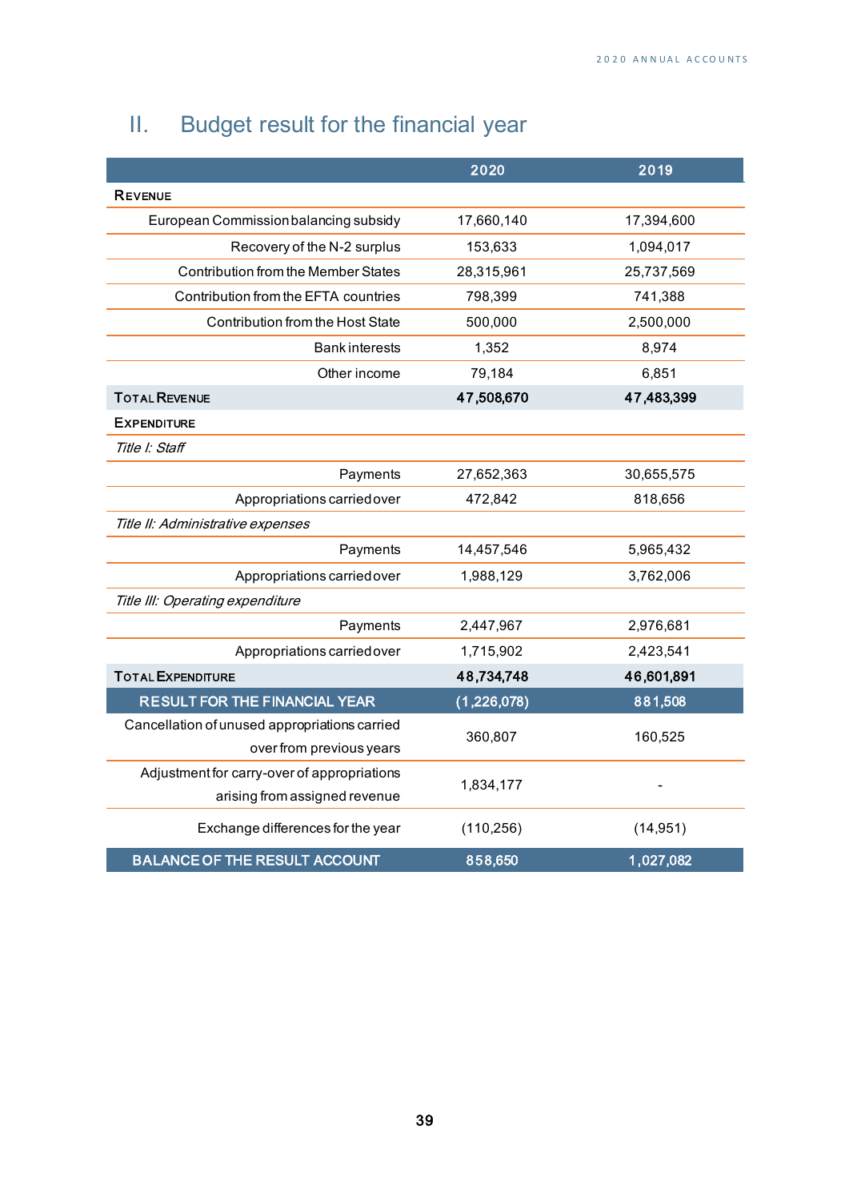## II. Budget result for the financial year

| | 2020 | 2019 |
|---|---|---|
| **REVENUE** | | |
| European Commission balancing subsidy | 17,660,140 | 17,394,600 |
| Recovery of the N-2 surplus | 153,633 | 1,094,017 |
| Contribution from the Member States | 28,315,961 | 25,737,569 |
| Contribution from the EFTA countries | 798,399 | 741,388 |
| Contribution from the Host State | 500,000 | 2,500,000 |
| Bank interests | 1,352 | 8,974 |
| Other income | 79,184 | 6,851 |
| **TOTAL REVENUE** | **47,508,670** | **47,483,399** |
| **EXPENDITURE** | | |
| *Title I: Staff* | | |
| Payments | 27,652,363 | 30,655,575 |
| Appropriations carried over | 472,842 | 818,656 |
| *Title II: Administrative expenses* | | |
| Payments | 14,457,546 | 5,965,432 |
| Appropriations carried over | 1,988,129 | 3,762,006 |
| *Title III: Operating expenditure* | | |
| Payments | 2,447,967 | 2,976,681 |
| Appropriations carried over | 1,715,902 | 2,423,541 |
| **TOTAL EXPENDITURE** | **48,734,748** | **46,601,891** |
| **RESULT FOR THE FINANCIAL YEAR** | **(1,226,078)** | **881,508** |
| Cancellation of unused appropriations carried over from previous years | 360,807 | 160,525 |
| Adjustment for carry-over of appropriations arising from assigned revenue | 1,834,177 | - |
| Exchange differences for the year | (110,256) | (14,951) |
| **BALANCE OF THE RESULT ACCOUNT** | **858,650** | **1,027,082** |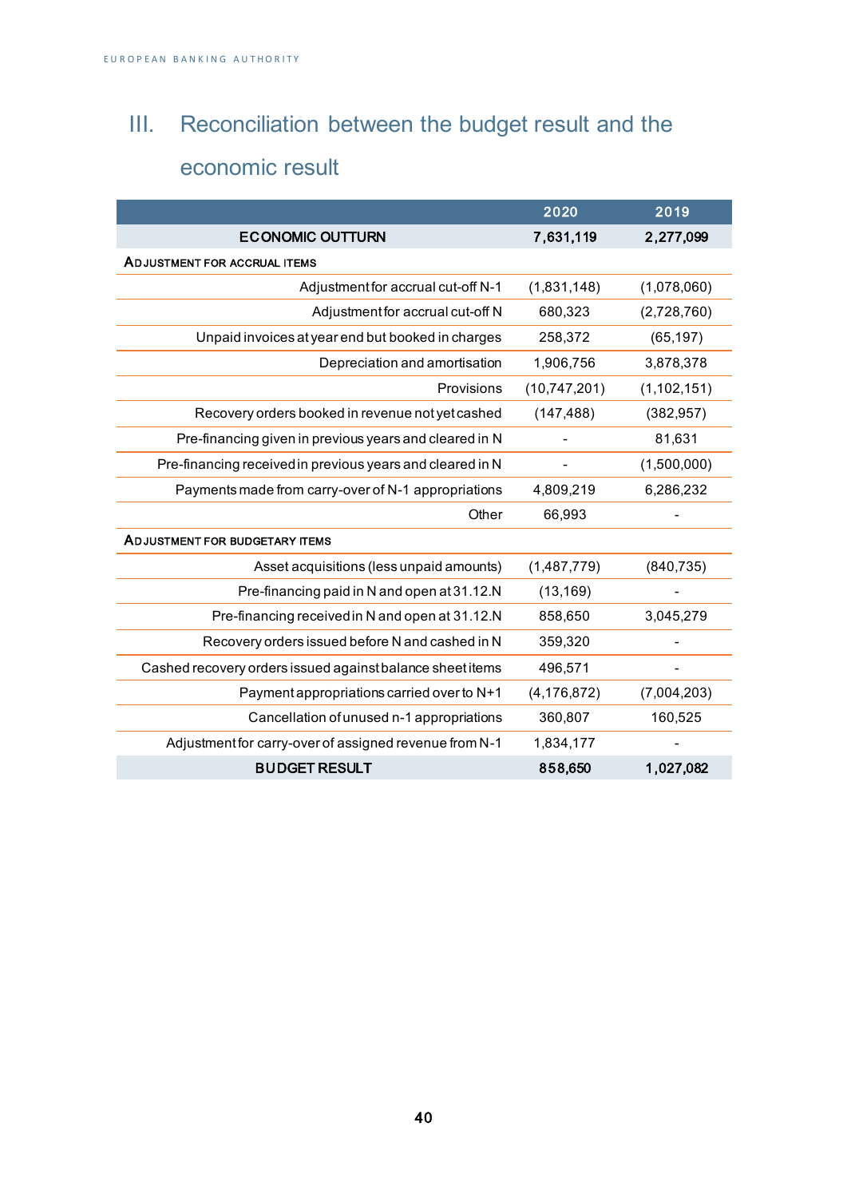# III. Reconciliation between the budget result and the economic result

| | 2020 | 2019 |
|---|---|---|
| **ECONOMIC OUTTURN** | **7,631,119** | **2,277,099** |
| ADJUSTMENT FOR ACCRUAL ITEMS | | |
| Adjustment for accrual cut-off N-1 | (1,831,148) | (1,078,060) |
| Adjustment for accrual cut-off N | 680,323 | (2,728,760) |
| Unpaid invoices at year end but booked in charges | 258,372 | (65,197) |
| Depreciation and amortisation | 1,906,756 | 3,878,378 |
| Provisions | (10,747,201) | (1,102,151) |
| Recovery orders booked in revenue not yet cashed | (147,488) | (382,957) |
| Pre-financing given in previous years and cleared in N | - | 81,631 |
| Pre-financing received in previous years and cleared in N | - | (1,500,000) |
| Payments made from carry-over of N-1 appropriations | 4,809,219 | 6,286,232 |
| Other | 66,993 | - |
| ADJUSTMENT FOR BUDGETARY ITEMS | | |
| Asset acquisitions (less unpaid amounts) | (1,487,779) | (840,735) |
| Pre-financing paid in N and open at 31.12.N | (13,169) | - |
| Pre-financing received in N and open at 31.12.N | 858,650 | 3,045,279 |
| Recovery orders issued before N and cashed in N | 359,320 | - |
| Cashed recovery orders issued against balance sheet items | 496,571 | - |
| Payment appropriations carried over to N+1 | (4,176,872) | (7,004,203) |
| Cancellation of unused n-1 appropriations | 360,807 | 160,525 |
| Adjustment for carry-over of assigned revenue from N-1 | 1,834,177 | - |
| **BUDGET RESULT** | **858,650** | **1,027,082** |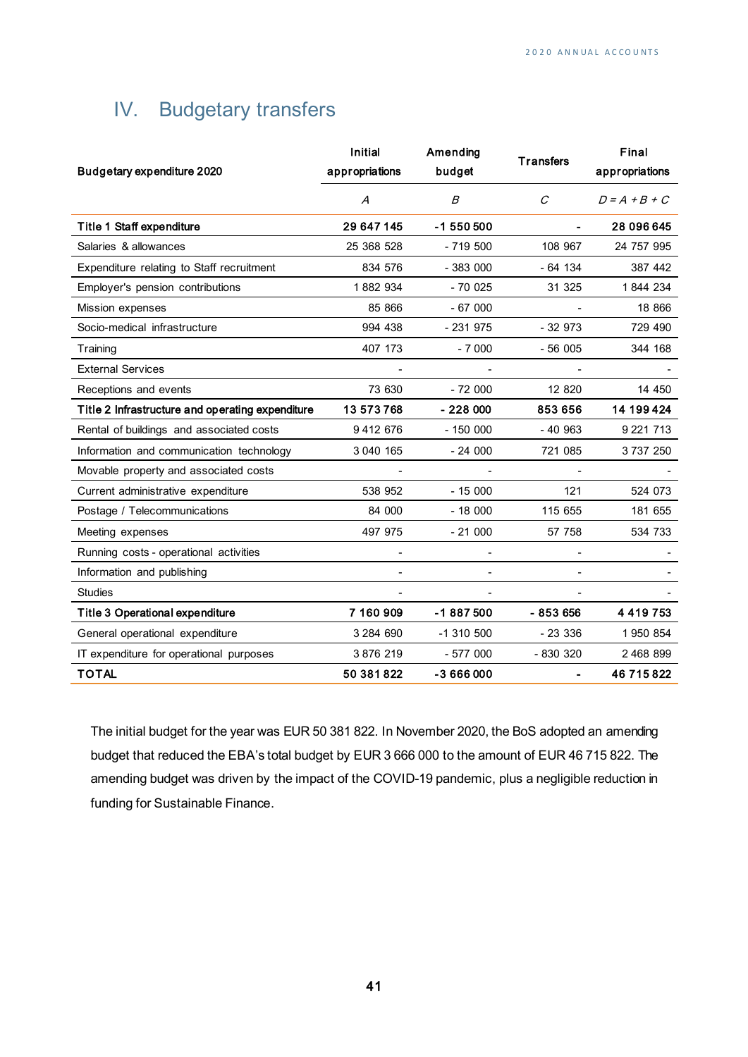# IV. Budgetary transfers

| Budgetary expenditure 2020 | Initial appropriations | Amending budget | Transfers | Final appropriations |
|---|---|---|---|---|
| | *A* | *B* | *C* | *D = A + B + C* |
| **Title 1 Staff expenditure** | **29 647 145** | **-1 550 500** | **-** | **28 096 645** |
| Salaries & allowances | 25 368 528 | - 719 500 | 108 967 | 24 757 995 |
| Expenditure relating to Staff recruitment | 834 576 | - 383 000 | - 64 134 | 387 442 |
| Employer's pension contributions | 1 882 934 | - 70 025 | 31 325 | 1 844 234 |
| Mission expenses | 85 866 | - 67 000 | - | 18 866 |
| Socio-medical infrastructure | 994 438 | - 231 975 | - 32 973 | 729 490 |
| Training | 407 173 | - 7 000 | - 56 005 | 344 168 |
| External Services | - | - | - | - |
| Receptions and events | 73 630 | - 72 000 | 12 820 | 14 450 |
| **Title 2 Infrastructure and operating expenditure** | **13 573 768** | **- 228 000** | **853 656** | **14 199 424** |
| Rental of buildings and associated costs | 9 412 676 | - 150 000 | - 40 963 | 9 221 713 |
| Information and communication technology | 3 040 165 | - 24 000 | 721 085 | 3 737 250 |
| Movable property and associated costs | - | - | - | - |
| Current administrative expenditure | 538 952 | - 15 000 | 121 | 524 073 |
| Postage / Telecommunications | 84 000 | - 18 000 | 115 655 | 181 655 |
| Meeting expenses | 497 975 | - 21 000 | 57 758 | 534 733 |
| Running costs - operational activities | - | - | - | - |
| Information and publishing | - | - | - | - |
| Studies | - | - | - | - |
| **Title 3 Operational expenditure** | **7 160 909** | **-1 887 500** | **- 853 656** | **4 419 753** |
| General operational expenditure | 3 284 690 | -1 310 500 | - 23 336 | 1 950 854 |
| IT expenditure for operational purposes | 3 876 219 | - 577 000 | - 830 320 | 2 468 899 |
| **TOTAL** | **50 381 822** | **-3 666 000** | **-** | **46 715 822** |

The initial budget for the year was EUR 50 381 822. In November 2020, the BoS adopted an amending budget that reduced the EBA's total budget by EUR 3 666 000 to the amount of EUR 46 715 822. The amending budget was driven by the impact of the COVID-19 pandemic, plus a negligible reduction in funding for Sustainable Finance.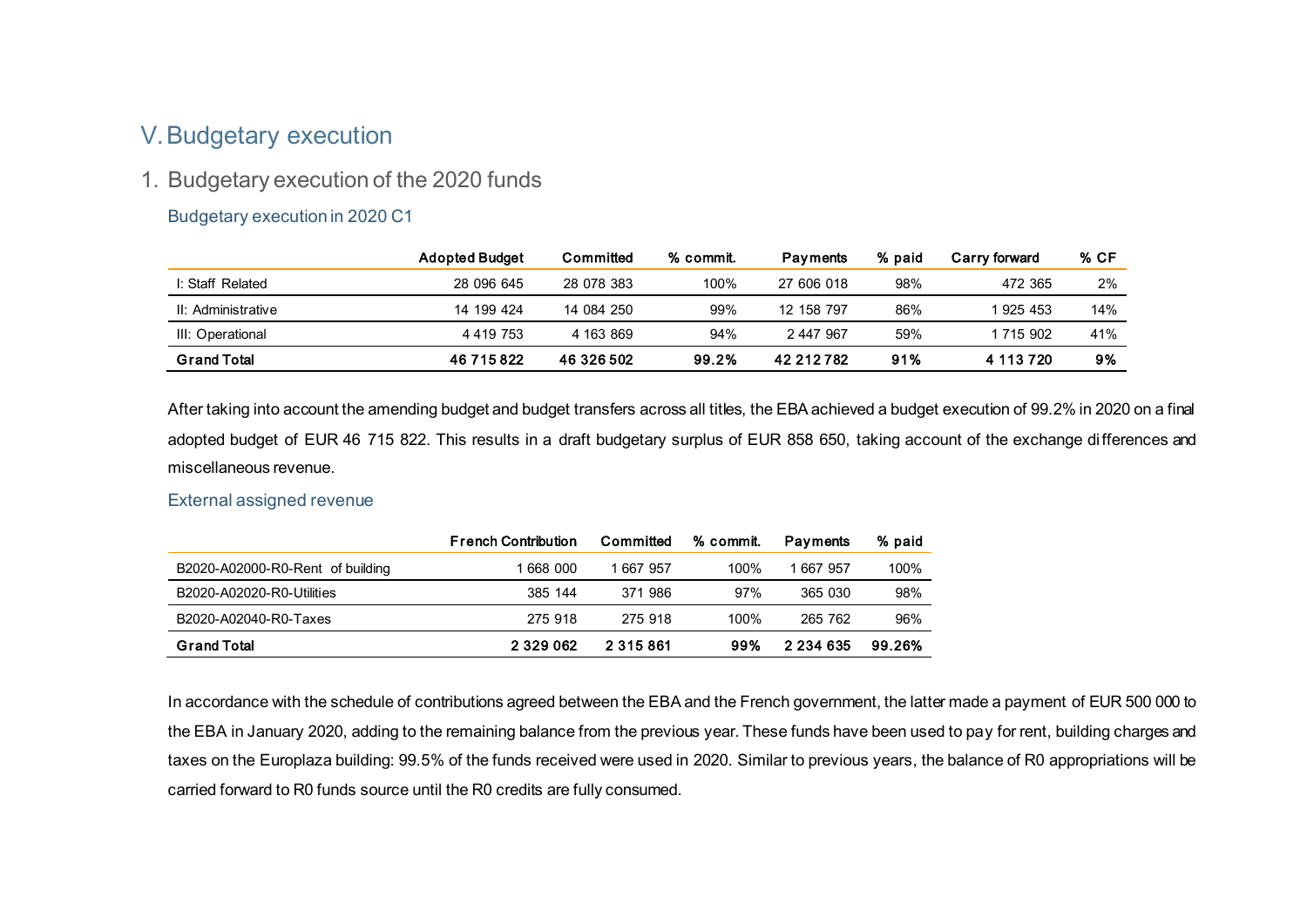# V. Budgetary execution

## 1. Budgetary execution of the 2020 funds

### Budgetary execution in 2020 C1

| | Adopted Budget | Committed | % commit. | Payments | % paid | Carry forward | % CF |
|---|---|---|---|---|---|---|---|
| I: Staff Related | 28 096 645 | 28 078 383 | 100% | 27 606 018 | 98% | 472 365 | 2% |
| II: Administrative | 14 199 424 | 14 084 250 | 99% | 12 158 797 | 86% | 1 925 453 | 14% |
| III: Operational | 4 419 753 | 4 163 869 | 94% | 2 447 967 | 59% | 1 715 902 | 41% |
| **Grand Total** | **46 715 822** | **46 326 502** | **99.2%** | **42 212 782** | **91%** | **4 113 720** | **9%** |

After taking into account the amending budget and budget transfers across all titles, the EBA achieved a budget execution of 99.2% in 2020 on a final adopted budget of EUR 46 715 822. This results in a draft budgetary surplus of EUR 858 650, taking account of the exchange differences and miscellaneous revenue.

### External assigned revenue

| | French Contribution | Committed | % commit. | Payments | % paid |
|---|---|---|---|---|---|
| B2020-A02000-R0-Rent of building | 1 668 000 | 1 667 957 | 100% | 1 667 957 | 100% |
| B2020-A02020-R0-Utilities | 385 144 | 371 986 | 97% | 365 030 | 98% |
| B2020-A02040-R0-Taxes | 275 918 | 275 918 | 100% | 265 762 | 96% |
| **Grand Total** | **2 329 062** | **2 315 861** | **99%** | **2 234 635** | **99.26%** |

In accordance with the schedule of contributions agreed between the EBA and the French government, the latter made a payment of EUR 500 000 to the EBA in January 2020, adding to the remaining balance from the previous year. These funds have been used to pay for rent, building charges and taxes on the Europlaza building: 99.5% of the funds received were used in 2020. Similar to previous years, the balance of R0 appropriations will be carried forward to R0 funds source until the R0 credits are fully consumed.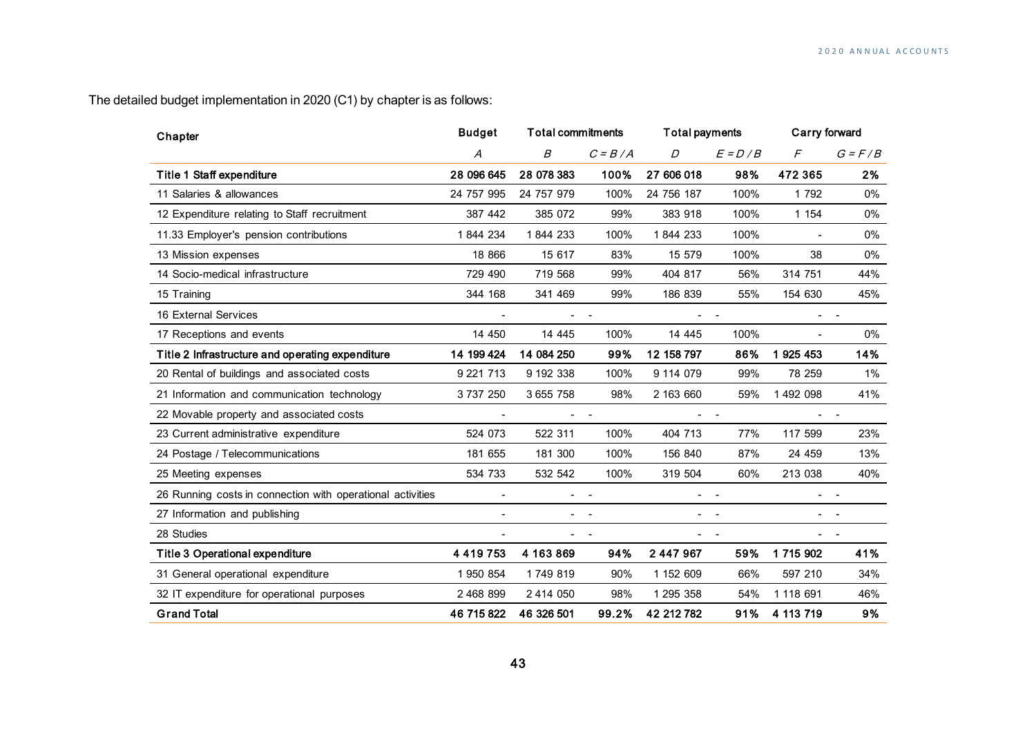The detailed budget implementation in 2020 (C1) by chapter is as follows:

| Chapter | Budget | Total commitments | | Total payments | | Carry forward | |
|---|---|---|---|---|---|---|---|
| | *A* | *B* | *C = B / A* | *D* | *E = D / B* | *F* | *G = F / B* |
| **Title 1 Staff expenditure** | **28 096 645** | **28 078 383** | **100%** | **27 606 018** | **98%** | **472 365** | **2%** |
| 11 Salaries & allowances | 24 757 995 | 24 757 979 | 100% | 24 756 187 | 100% | 1 792 | 0% |
| 12 Expenditure relating to Staff recruitment | 387 442 | 385 072 | 99% | 383 918 | 100% | 1 154 | 0% |
| 11.33 Employer's pension contributions | 1 844 234 | 1 844 233 | 100% | 1 844 233 | 100% | - | 0% |
| 13 Mission expenses | 18 866 | 15 617 | 83% | 15 579 | 100% | 38 | 0% |
| 14 Socio-medical infrastructure | 729 490 | 719 568 | 99% | 404 817 | 56% | 314 751 | 44% |
| 15 Training | 344 168 | 341 469 | 99% | 186 839 | 55% | 154 630 | 45% |
| 16 External Services | - | - | - | - | - | - | - |
| 17 Receptions and events | 14 450 | 14 445 | 100% | 14 445 | 100% | - | 0% |
| **Title 2 Infrastructure and operating expenditure** | **14 199 424** | **14 084 250** | **99%** | **12 158 797** | **86%** | **1 925 453** | **14%** |
| 20 Rental of buildings and associated costs | 9 221 713 | 9 192 338 | 100% | 9 114 079 | 99% | 78 259 | 1% |
| 21 Information and communication technology | 3 737 250 | 3 655 758 | 98% | 2 163 660 | 59% | 1 492 098 | 41% |
| 22 Movable property and associated costs | - | - | - | - | - | - | - |
| 23 Current administrative expenditure | 524 073 | 522 311 | 100% | 404 713 | 77% | 117 599 | 23% |
| 24 Postage / Telecommunications | 181 655 | 181 300 | 100% | 156 840 | 87% | 24 459 | 13% |
| 25 Meeting expenses | 534 733 | 532 542 | 100% | 319 504 | 60% | 213 038 | 40% |
| 26 Running costs in connection with operational activities | - | - | - | - | - | - | - |
| 27 Information and publishing | - | - | - | - | - | - | - |
| 28 Studies | - | - | - | - | - | - | - |
| **Title 3 Operational expenditure** | **4 419 753** | **4 163 869** | **94%** | **2 447 967** | **59%** | **1 715 902** | **41%** |
| 31 General operational expenditure | 1 950 854 | 1 749 819 | 90% | 1 152 609 | 66% | 597 210 | 34% |
| 32 IT expenditure for operational purposes | 2 468 899 | 2 414 050 | 98% | 1 295 358 | 54% | 1 118 691 | 46% |
| **Grand Total** | **46 715 822** | **46 326 501** | **99.2%** | **42 212 782** | **91%** | **4 113 719** | **9%** |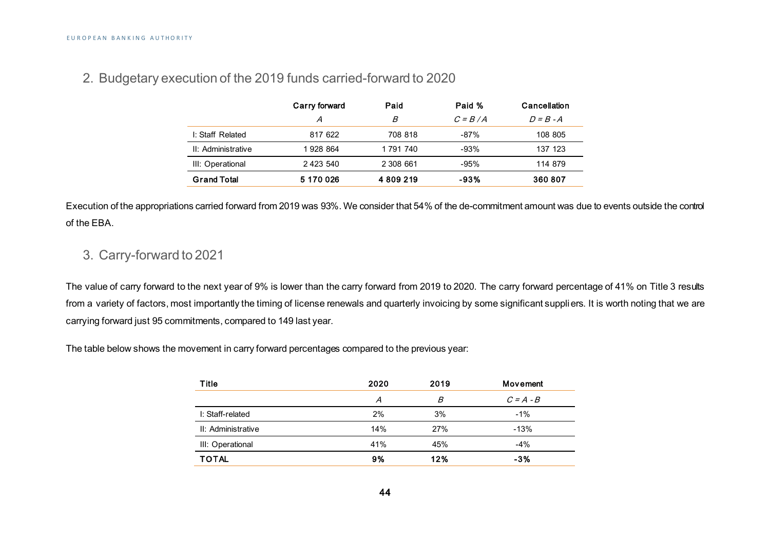## 2. Budgetary execution of the 2019 funds carried-forward to 2020

| | Carry forward | Paid | Paid % | Cancellation |
|---|---|---|---|---|
| | *A* | *B* | *C = B / A* | *D = B - A* |
| I: Staff Related | 817 622 | 708 818 | -87% | 108 805 |
| II: Administrative | 1 928 864 | 1 791 740 | -93% | 137 123 |
| III: Operational | 2 423 540 | 2 308 661 | -95% | 114 879 |
| **Grand Total** | **5 170 026** | **4 809 219** | **-93%** | **360 807** |

Execution of the appropriations carried forward from 2019 was 93%. We consider that 54% of the de-commitment amount was due to events outside the control of the EBA.

## 3. Carry-forward to 2021

The value of carry forward to the next year of 9% is lower than the carry forward from 2019 to 2020. The carry forward percentage of 41% on Title 3 results from a variety of factors, most importantly the timing of license renewals and quarterly invoicing by some significant suppliers. It is worth noting that we are carrying forward just 95 commitments, compared to 149 last year.

The table below shows the movement in carry forward percentages compared to the previous year:

| Title | 2020 | 2019 | Movement |
|---|---|---|---|
| | *A* | *B* | *C = A - B* |
| I: Staff-related | 2% | 3% | -1% |
| II: Administrative | 14% | 27% | -13% |
| III: Operational | 41% | 45% | -4% |
| **TOTAL** | **9%** | **12%** | **-3%** |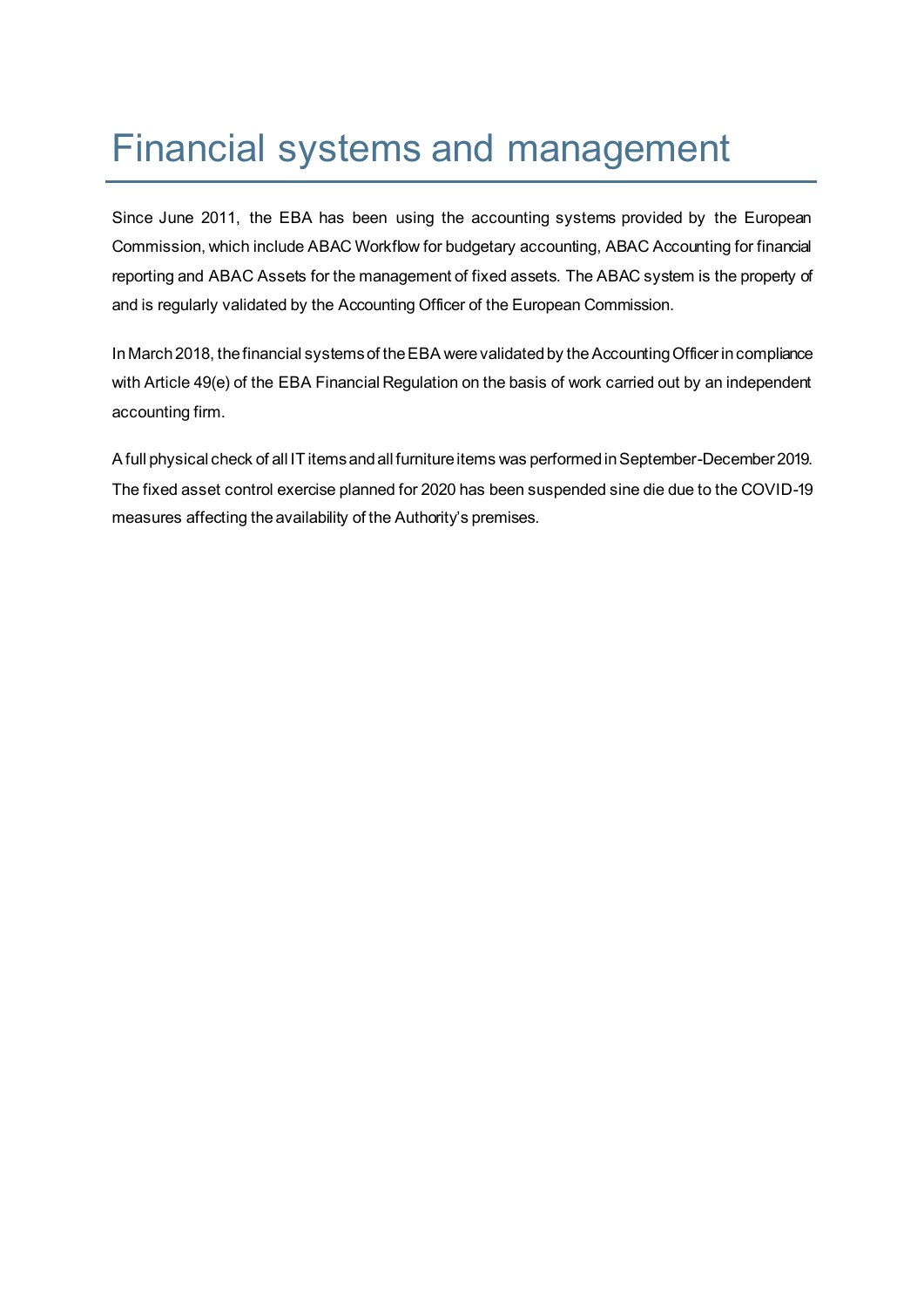# Financial systems and management

Since June 2011, the EBA has been using the accounting systems provided by the European Commission, which include ABAC Workflow for budgetary accounting, ABAC Accounting for financial reporting and ABAC Assets for the management of fixed assets. The ABAC system is the property of and is regularly validated by the Accounting Officer of the European Commission.

In March 2018, the financial systems of the EBA were validated by the Accounting Officer in compliance with Article 49(e) of the EBA Financial Regulation on the basis of work carried out by an independent accounting firm.

A full physical check of all IT items and all furniture items was performed in September-December 2019. The fixed asset control exercise planned for 2020 has been suspended sine die due to the COVID-19 measures affecting the availability of the Authority's premises.